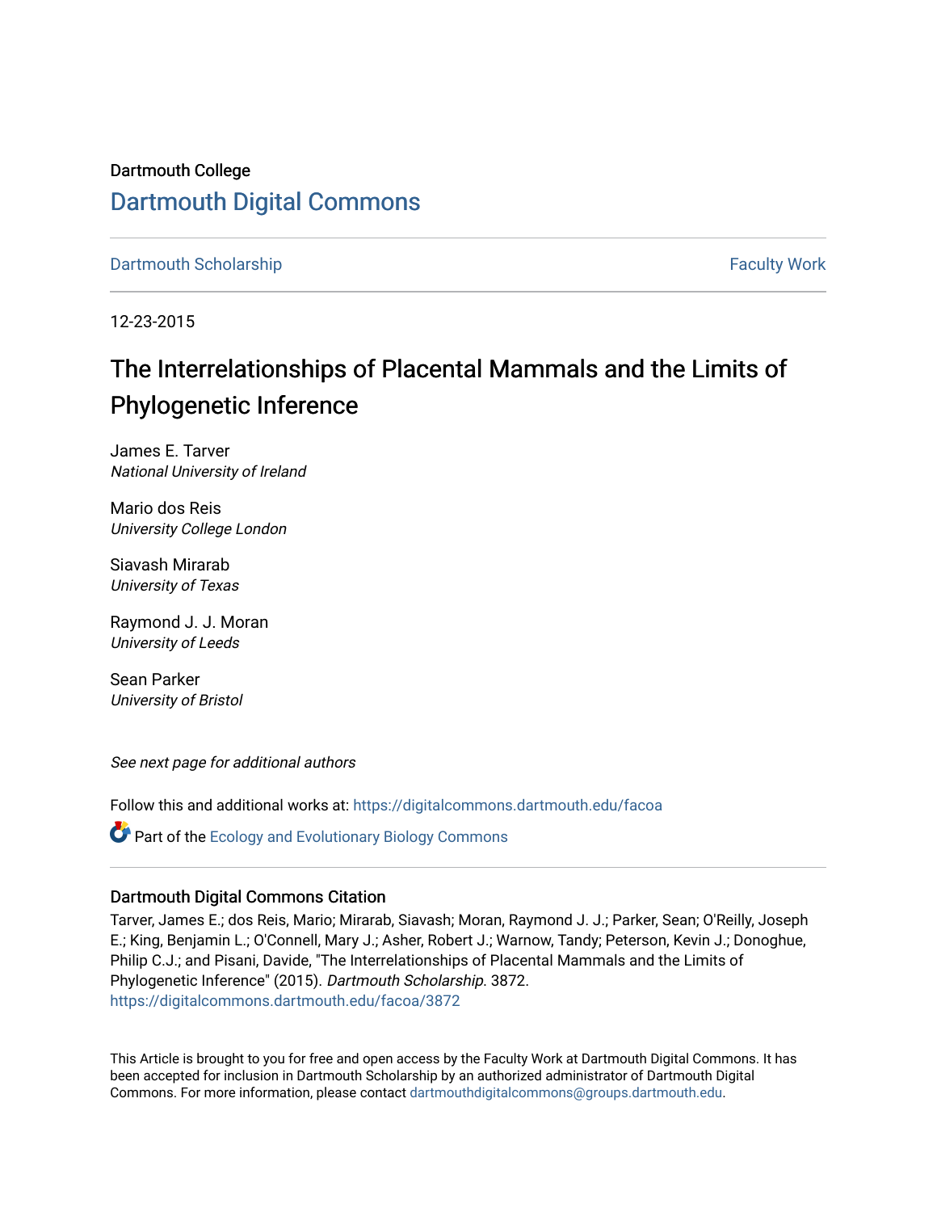Dartmouth College

# Dartmouth Digital Commons

Dartmouth Scholarship | Faculty Work

12-23-2015

# The Interrelationships of Placental Mammals and the Limits of Phylogenetic Inference

James E. Tarver
*National University of Ireland*

Mario dos Reis
*University College London*

Siavash Mirarab
*University of Texas*

Raymond J. J. Moran
*University of Leeds*

Sean Parker
*University of Bristol*

*See next page for additional authors*

Follow this and additional works at: https://digitalcommons.dartmouth.edu/facoa

Part of the Ecology and Evolutionary Biology Commons

### Dartmouth Digital Commons Citation

Tarver, James E.; dos Reis, Mario; Mirarab, Siavash; Moran, Raymond J. J.; Parker, Sean; O'Reilly, Joseph E.; King, Benjamin L.; O'Connell, Mary J.; Asher, Robert J.; Warnow, Tandy; Peterson, Kevin J.; Donoghue, Philip C.J.; and Pisani, Davide, "The Interrelationships of Placental Mammals and the Limits of Phylogenetic Inference" (2015). *Dartmouth Scholarship*. 3872.
https://digitalcommons.dartmouth.edu/facoa/3872

This Article is brought to you for free and open access by the Faculty Work at Dartmouth Digital Commons. It has been accepted for inclusion in Dartmouth Scholarship by an authorized administrator of Dartmouth Digital Commons. For more information, please contact dartmouthdigitalcommons@groups.dartmouth.edu.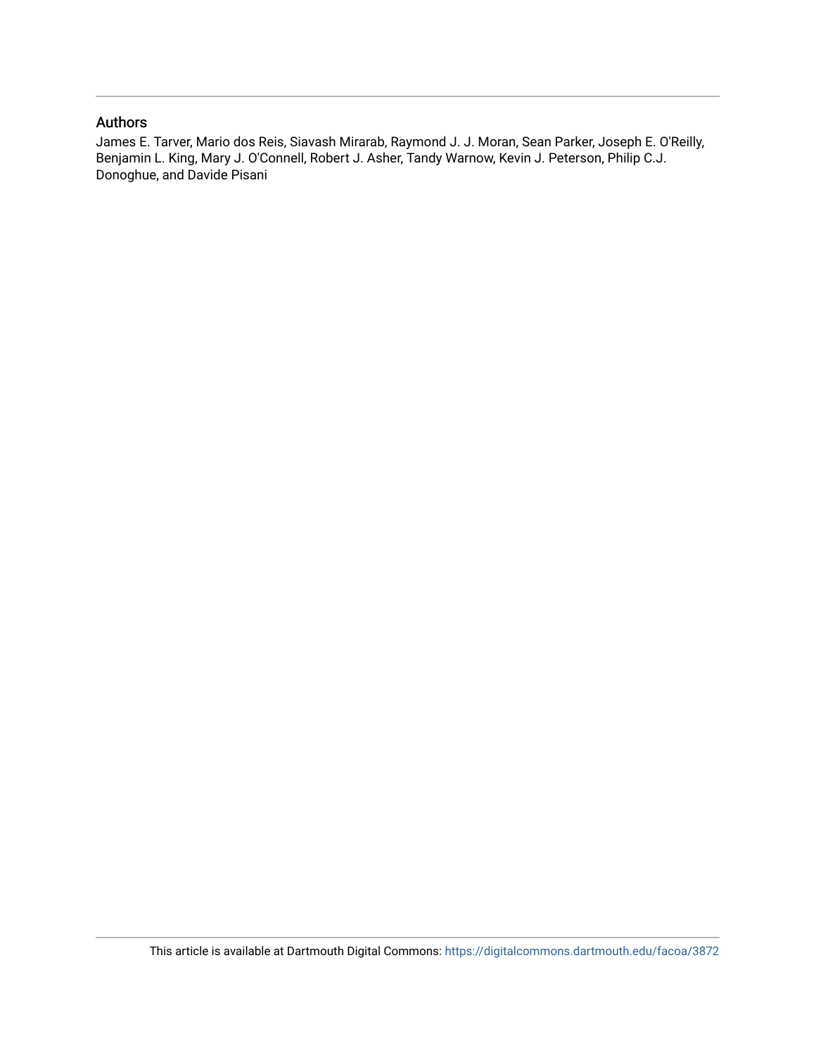## Authors

James E. Tarver, Mario dos Reis, Siavash Mirarab, Raymond J. J. Moran, Sean Parker, Joseph E. O'Reilly, Benjamin L. King, Mary J. O'Connell, Robert J. Asher, Tandy Warnow, Kevin J. Peterson, Philip C.J. Donoghue, and Davide Pisani

This article is available at Dartmouth Digital Commons: https://digitalcommons.dartmouth.edu/facoa/3872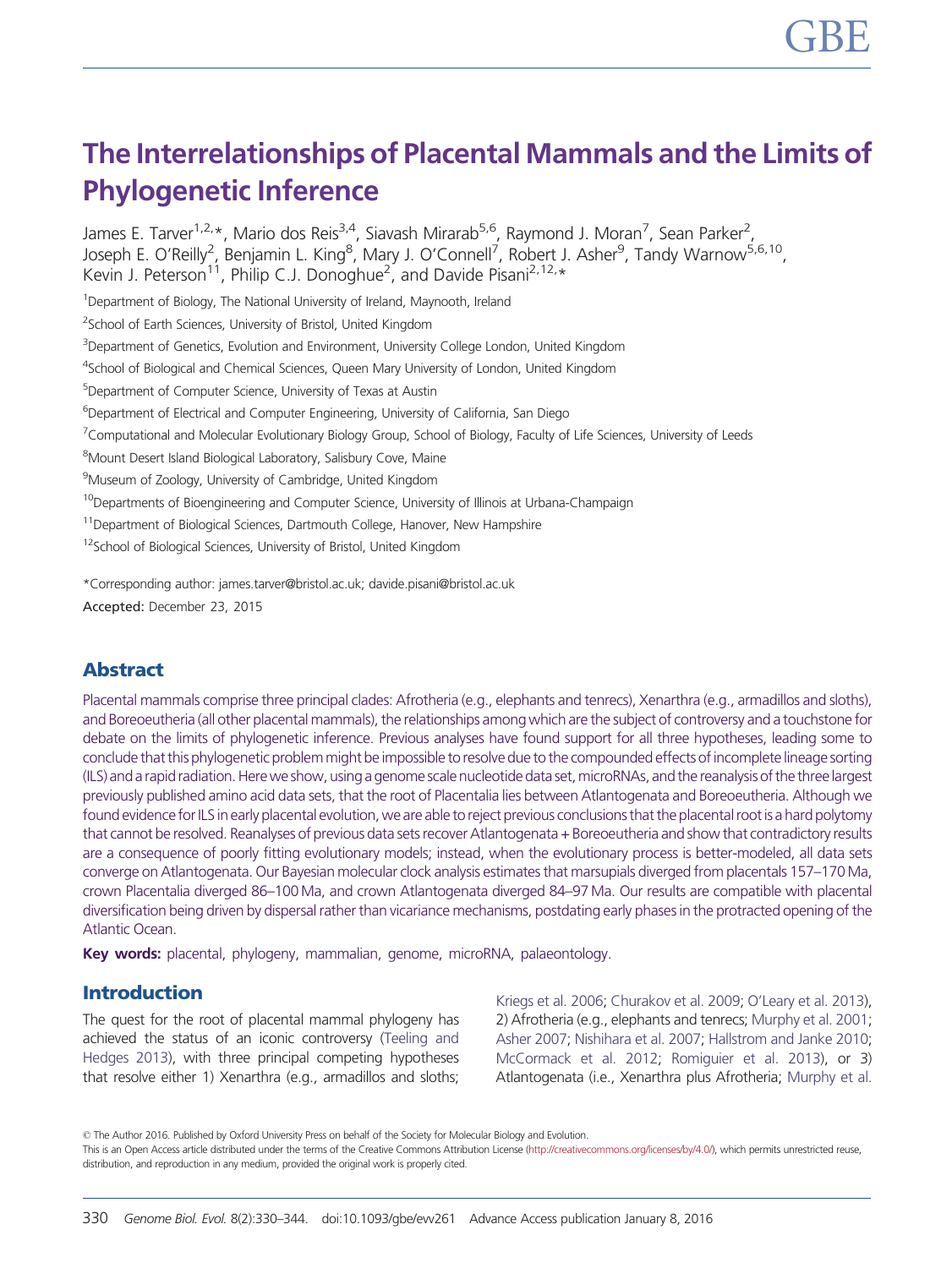# The Interrelationships of Placental Mammals and the Limits of Phylogenetic Inference

James E. Tarver[1,2,*], Mario dos Reis[3,4], Siavash Mirarab[5,6], Raymond J. Moran[7], Sean Parker[2], Joseph E. O'Reilly[2], Benjamin L. King[8], Mary J. O'Connell[7], Robert J. Asher[9], Tandy Warnow[5,6,10], Kevin J. Peterson[11], Philip C.J. Donoghue[2], and Davide Pisani[2,12,*]

[1]Department of Biology, The National University of Ireland, Maynooth, Ireland

[2]School of Earth Sciences, University of Bristol, United Kingdom

[3]Department of Genetics, Evolution and Environment, University College London, United Kingdom

[4]School of Biological and Chemical Sciences, Queen Mary University of London, United Kingdom

[5]Department of Computer Science, University of Texas at Austin

[6]Department of Electrical and Computer Engineering, University of California, San Diego

[7]Computational and Molecular Evolutionary Biology Group, School of Biology, Faculty of Life Sciences, University of Leeds

[8]Mount Desert Island Biological Laboratory, Salisbury Cove, Maine

[9]Museum of Zoology, University of Cambridge, United Kingdom

[10]Departments of Bioengineering and Computer Science, University of Illinois at Urbana-Champaign

[11]Department of Biological Sciences, Dartmouth College, Hanover, New Hampshire

[12]School of Biological Sciences, University of Bristol, United Kingdom

*Corresponding author: james.tarver@bristol.ac.uk; davide.pisani@bristol.ac.uk

Accepted: December 23, 2015

## Abstract

Placental mammals comprise three principal clades: Afrotheria (e.g., elephants and tenrecs), Xenarthra (e.g., armadillos and sloths), and Boreoeutheria (all other placental mammals), the relationships among which are the subject of controversy and a touchstone for debate on the limits of phylogenetic inference. Previous analyses have found support for all three hypotheses, leading some to conclude that this phylogenetic problem might be impossible to resolve due to the compounded effects of incomplete lineage sorting (ILS) and a rapid radiation. Here we show, using a genome scale nucleotide data set, microRNAs, and the reanalysis of the three largest previously published amino acid data sets, that the root of Placentalia lies between Atlantogenata and Boreoeutheria. Although we found evidence for ILS in early placental evolution, we are able to reject previous conclusions that the placental root is a hard polytomy that cannot be resolved. Reanalyses of previous data sets recover Atlantogenata + Boreoeutheria and show that contradictory results are a consequence of poorly fitting evolutionary models; instead, when the evolutionary process is better-modeled, all data sets converge on Atlantogenata. Our Bayesian molecular clock analysis estimates that marsupials diverged from placentals 157–170 Ma, crown Placentalia diverged 86–100 Ma, and crown Atlantogenata diverged 84–97 Ma. Our results are compatible with placental diversification being driven by dispersal rather than vicariance mechanisms, postdating early phases in the protracted opening of the Atlantic Ocean.

**Key words:** placental, phylogeny, mammalian, genome, microRNA, palaeontology.

## Introduction

The quest for the root of placental mammal phylogeny has achieved the status of an iconic controversy (Teeling and Hedges 2013), with three principal competing hypotheses that resolve either 1) Xenarthra (e.g., armadillos and sloths; Kriegs et al. 2006; Churakov et al. 2009; O'Leary et al. 2013), 2) Afrotheria (e.g., elephants and tenrecs; Murphy et al. 2001; Asher 2007; Nishihara et al. 2007; Hallstrom and Janke 2010; McCormack et al. 2012; Romiguier et al. 2013), or 3) Atlantogenata (i.e., Xenarthra plus Afrotheria; Murphy et al.

© The Author 2016. Published by Oxford University Press on behalf of the Society for Molecular Biology and Evolution.
This is an Open Access article distributed under the terms of the Creative Commons Attribution License (http://creativecommons.org/licenses/by/4.0/), which permits unrestricted reuse, distribution, and reproduction in any medium, provided the original work is properly cited.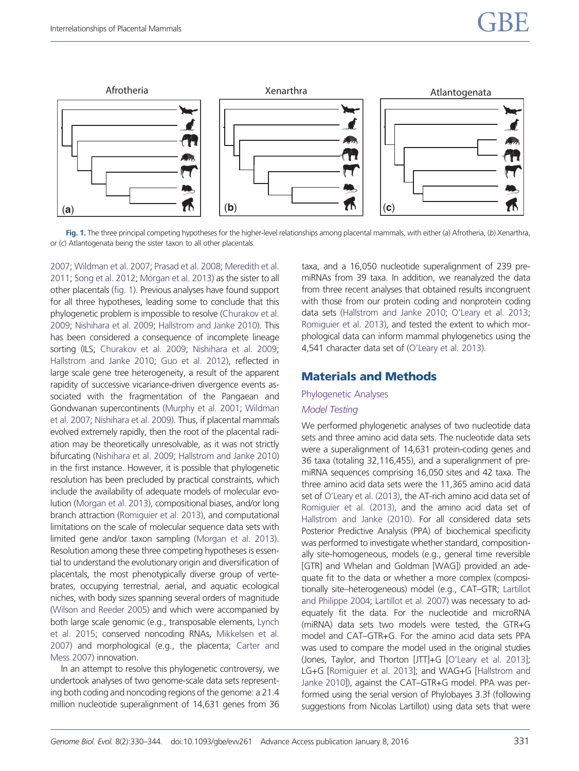Fig. 1. The three principal competing hypotheses for the higher-level relationships among placental mammals, with either (a) Afrotheria, (b) Xenarthra, or (c) Atlantogenata being the sister taxon to all other placentals.

2007; Wildman et al. 2007; Prasad et al. 2008; Meredith et al. 2011; Song et al. 2012; Morgan et al. 2013) as the sister to all other placentals (fig. 1). Previous analyses have found support for all three hypotheses, leading some to conclude that this phylogenetic problem is impossible to resolve (Churakov et al. 2009; Nishihara et al. 2009; Hallstrom and Janke 2010). This has been considered a consequence of incomplete lineage sorting (ILS; Churakov et al. 2009; Nishihara et al. 2009; Hallstrom and Janke 2010; Guo et al. 2012), reflected in large scale gene tree heterogeneity, a result of the apparent rapidity of successive vicariance-driven divergence events associated with the fragmentation of the Pangaean and Gondwanan supercontinents (Murphy et al. 2001; Wildman et al. 2007; Nishihara et al. 2009). Thus, if placental mammals evolved extremely rapidly, then the root of the placental radiation may be theoretically unresolvable, as it was not strictly bifurcating (Nishihara et al. 2009; Hallstrom and Janke 2010) in the first instance. However, it is possible that phylogenetic resolution has been precluded by practical constraints, which include the availability of adequate models of molecular evolution (Morgan et al. 2013), compositional biases, and/or long branch attraction (Romiguier et al. 2013), and computational limitations on the scale of molecular sequence data sets with limited gene and/or taxon sampling (Morgan et al. 2013). Resolution among these three competing hypotheses is essential to understand the evolutionary origin and diversification of placentals, the most phenotypically diverse group of vertebrates, occupying terrestrial, aerial, and aquatic ecological niches, with body sizes spanning several orders of magnitude (Wilson and Reeder 2005) and which were accompanied by both large scale genomic (e.g., transposable elements, Lynch et al. 2015; conserved noncoding RNAs, Mikkelsen et al. 2007) and morphological (e.g., the placenta; Carter and Mess 2007) innovation.

In an attempt to resolve this phylogenetic controversy, we undertook analyses of two genome-scale data sets representing both coding and noncoding regions of the genome: a 21.4 million nucleotide superalignment of 14,631 genes from 36 taxa, and a 16,050 nucleotide superalignment of 239 pre-miRNAs from 39 taxa. In addition, we reanalyzed the data from three recent analyses that obtained results incongruent with those from our protein coding and nonprotein coding data sets (Hallstrom and Janke 2010; O'Leary et al. 2013; Romiguier et al. 2013), and tested the extent to which morphological data can inform mammal phylogenetics using the 4,541 character data set of (O'Leary et al. 2013).

## Materials and Methods

### Phylogenetic Analyses

#### *Model Testing*

We performed phylogenetic analyses of two nucleotide data sets and three amino acid data sets. The nucleotide data sets were a superalignment of 14,631 protein-coding genes and 36 taxa (totaling 32,116,455), and a superalignment of pre-miRNA sequences comprising 16,050 sites and 42 taxa. The three amino acid data sets were the 11,365 amino acid data set of O'Leary et al. (2013), the AT-rich amino acid data set of Romiguier et al. (2013), and the amino acid data set of Hallstrom and Janke (2010). For all considered data sets Posterior Predictive Analysis (PPA) of biochemical specificity was performed to investigate whether standard, compositionally site-homogeneous, models (e.g., general time reversible [GTR] and Whelan and Goldman [WAG]) provided an adequate fit to the data or whether a more complex (compositionally site–heterogeneous) model (e.g., CAT–GTR; Lartillot and Philippe 2004; Lartillot et al. 2007) was necessary to adequately fit the data. For the nucleotide and microRNA (miRNA) data sets two models were tested, the GTR+G model and CAT–GTR+G. For the amino acid data sets PPA was used to compare the model used in the original studies (Jones, Taylor, and Thorton [JTT]+G [O'Leary et al. 2013]; LG+G [Romiguier et al. 2013]; and WAG+G [Hallstrom and Janke 2010]), against the CAT–GTR+G model. PPA was performed using the serial version of Phylobayes 3.3f (following suggestions from Nicolas Lartillot) using data sets that were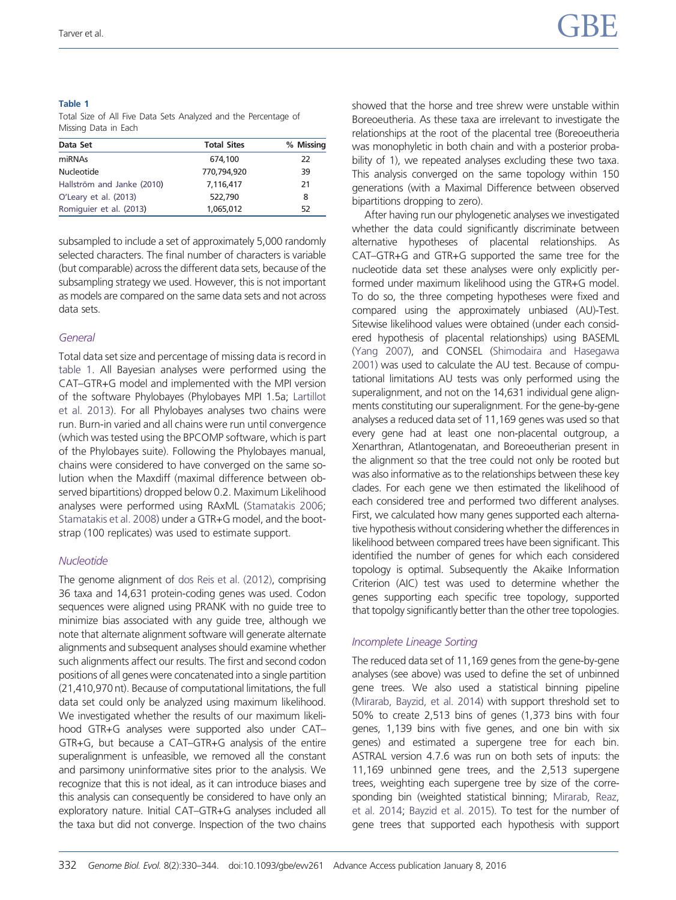**Table 1**
Total Size of All Five Data Sets Analyzed and the Percentage of Missing Data in Each

| Data Set | Total Sites | % Missing |
|---|---|---|
| miRNAs | 674,100 | 22 |
| Nucleotide | 770,794,920 | 39 |
| Hallström and Janke (2010) | 7,116,417 | 21 |
| O'Leary et al. (2013) | 522,790 | 8 |
| Romiguier et al. (2013) | 1,065,012 | 52 |

subsampled to include a set of approximately 5,000 randomly selected characters. The final number of characters is variable (but comparable) across the different data sets, because of the subsampling strategy we used. However, this is not important as models are compared on the same data sets and not across data sets.

### General

Total data set size and percentage of missing data is record in table 1. All Bayesian analyses were performed using the CAT–GTR+G model and implemented with the MPI version of the software Phylobayes (Phylobayes MPI 1.5a; Lartillot et al. 2013). For all Phylobayes analyses two chains were run. Burn-in varied and all chains were run until convergence (which was tested using the BPCOMP software, which is part of the Phylobayes suite). Following the Phylobayes manual, chains were considered to have converged on the same solution when the Maxdiff (maximal difference between observed bipartitions) dropped below 0.2. Maximum Likelihood analyses were performed using RAxML (Stamatakis 2006; Stamatakis et al. 2008) under a GTR+G model, and the bootstrap (100 replicates) was used to estimate support.

### Nucleotide

The genome alignment of dos Reis et al. (2012), comprising 36 taxa and 14,631 protein-coding genes was used. Codon sequences were aligned using PRANK with no guide tree to minimize bias associated with any guide tree, although we note that alternate alignment software will generate alternate alignments and subsequent analyses should examine whether such alignments affect our results. The first and second codon positions of all genes were concatenated into a single partition (21,410,970 nt). Because of computational limitations, the full data set could only be analyzed using maximum likelihood. We investigated whether the results of our maximum likelihood GTR+G analyses were supported also under CAT–GTR+G, but because a CAT–GTR+G analysis of the entire superalignment is unfeasible, we removed all the constant and parsimony uninformative sites prior to the analysis. We recognize that this is not ideal, as it can introduce biases and this analysis can consequently be considered to have only an exploratory nature. Initial CAT–GTR+G analyses included all the taxa but did not converge. Inspection of the two chains showed that the horse and tree shrew were unstable within Boreoeutheria. As these taxa are irrelevant to investigate the relationships at the root of the placental tree (Boreoeutheria was monophyletic in both chain and with a posterior probability of 1), we repeated analyses excluding these two taxa. This analysis converged on the same topology within 150 generations (with a Maximal Difference between observed bipartitions dropping to zero).

After having run our phylogenetic analyses we investigated whether the data could significantly discriminate between alternative hypotheses of placental relationships. As CAT–GTR+G and GTR+G supported the same tree for the nucleotide data set these analyses were only explicitly performed under maximum likelihood using the GTR+G model. To do so, the three competing hypotheses were fixed and compared using the approximately unbiased (AU)-Test. Sitewise likelihood values were obtained (under each considered hypothesis of placental relationships) using BASEML (Yang 2007), and CONSEL (Shimodaira and Hasegawa 2001) was used to calculate the AU test. Because of computational limitations AU tests was only performed using the superalignment, and not on the 14,631 individual gene alignments constituting our superalignment. For the gene-by-gene analyses a reduced data set of 11,169 genes was used so that every gene had at least one non-placental outgroup, a Xenarthran, Atlantogenatan, and Boreoeutherian present in the alignment so that the tree could not only be rooted but was also informative as to the relationships between these key clades. For each gene we then estimated the likelihood of each considered tree and performed two different analyses. First, we calculated how many genes supported each alternative hypothesis without considering whether the differences in likelihood between compared trees have been significant. This identified the number of genes for which each considered topology is optimal. Subsequently the Akaike Information Criterion (AIC) test was used to determine whether the genes supporting each specific tree topology, supported that topolgy significantly better than the other tree topologies.

### Incomplete Lineage Sorting

The reduced data set of 11,169 genes from the gene-by-gene analyses (see above) was used to define the set of unbinned gene trees. We also used a statistical binning pipeline (Mirarab, Bayzid, et al. 2014) with support threshold set to 50% to create 2,513 bins of genes (1,373 bins with four genes, 1,139 bins with five genes, and one bin with six genes) and estimated a supergene tree for each bin. ASTRAL version 4.7.6 was run on both sets of inputs: the 11,169 unbinned gene trees, and the 2,513 supergene trees, weighting each supergene tree by size of the corresponding bin (weighted statistical binning; Mirarab, Reaz, et al. 2014; Bayzid et al. 2015). To test for the number of gene trees that supported each hypothesis with support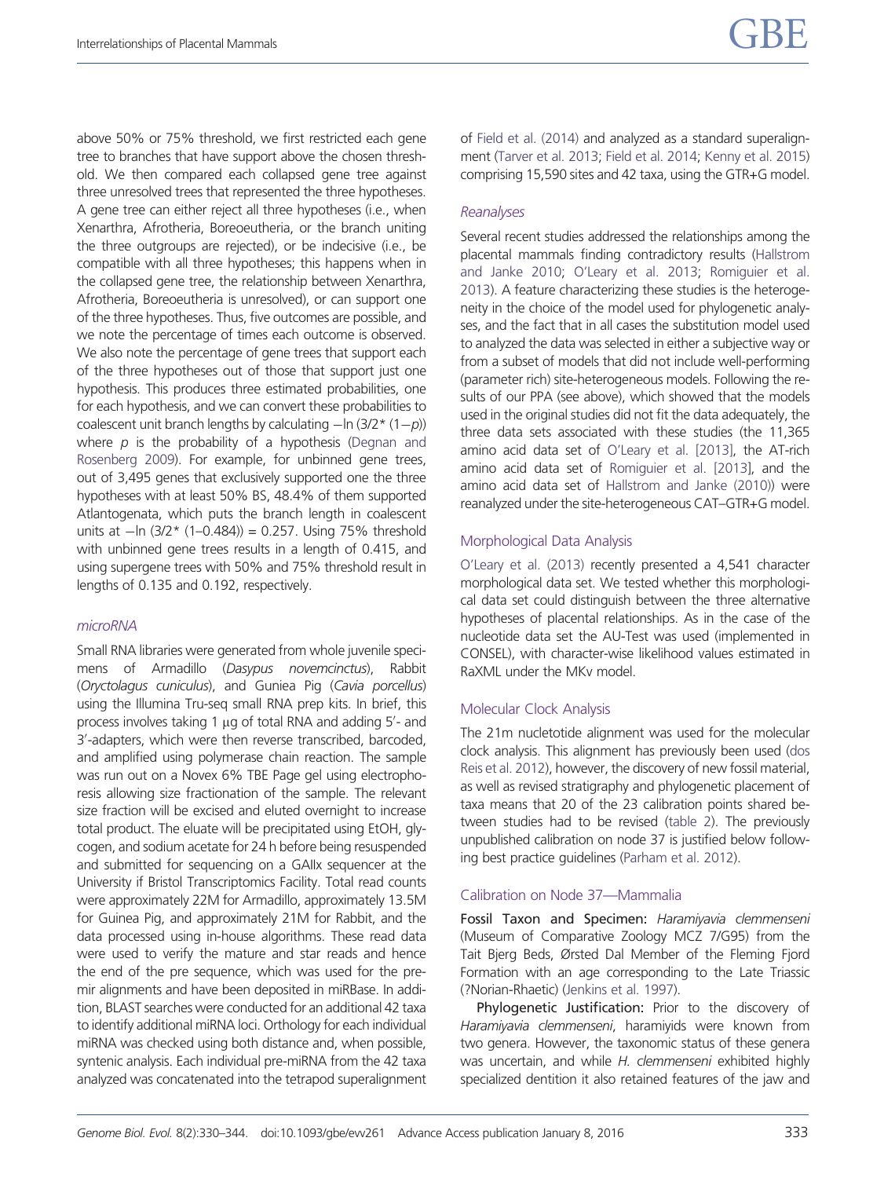above 50% or 75% threshold, we first restricted each gene tree to branches that have support above the chosen threshold. We then compared each collapsed gene tree against three unresolved trees that represented the three hypotheses. A gene tree can either reject all three hypotheses (i.e., when Xenarthra, Afrotheria, Boreoeutheria, or the branch uniting the three outgroups are rejected), or be indecisive (i.e., be compatible with all three hypotheses; this happens when in the collapsed gene tree, the relationship between Xenarthra, Afrotheria, Boreoeutheria is unresolved), or can support one of the three hypotheses. Thus, five outcomes are possible, and we note the percentage of times each outcome is observed. We also note the percentage of gene trees that support each of the three hypotheses out of those that support just one hypothesis. This produces three estimated probabilities, one for each hypothesis, and we can convert these probabilities to coalescent unit branch lengths by calculating $-\ln(3/2^*(1-p))$ where $p$ is the probability of a hypothesis (Degnan and Rosenberg 2009). For example, for unbinned gene trees, out of 3,495 genes that exclusively supported one the three hypotheses with at least 50% BS, 48.4% of them supported Atlantogenata, which puts the branch length in coalescent units at $-\ln(3/2^*(1\text{–}0.484)) = 0.257$. Using 75% threshold with unbinned gene trees results in a length of 0.415, and using supergene trees with 50% and 75% threshold result in lengths of 0.135 and 0.192, respectively.

### *microRNA*

Small RNA libraries were generated from whole juvenile specimens of Armadillo (*Dasypus novemcinctus*), Rabbit (*Oryctolagus cuniculus*), and Guniea Pig (*Cavia porcellus*) using the Illumina Tru-seq small RNA prep kits. In brief, this process involves taking 1 μg of total RNA and adding 5′- and 3′-adapters, which were then reverse transcribed, barcoded, and amplified using polymerase chain reaction. The sample was run out on a Novex 6% TBE Page gel using electrophoresis allowing size fractionation of the sample. The relevant size fraction will be excised and eluted overnight to increase total product. The eluate will be precipitated using EtOH, glycogen, and sodium acetate for 24 h before being resuspended and submitted for sequencing on a GAIIx sequencer at the University if Bristol Transcriptomics Facility. Total read counts were approximately 22M for Armadillo, approximately 13.5M for Guinea Pig, and approximately 21M for Rabbit, and the data processed using in-house algorithms. These read data were used to verify the mature and star reads and hence the end of the pre sequence, which was used for the premir alignments and have been deposited in miRBase. In addition, BLAST searches were conducted for an additional 42 taxa to identify additional miRNA loci. Orthology for each individual miRNA was checked using both distance and, when possible, syntenic analysis. Each individual pre-miRNA from the 42 taxa analyzed was concatenated into the tetrapod superalignment of Field et al. (2014) and analyzed as a standard superalignment (Tarver et al. 2013; Field et al. 2014; Kenny et al. 2015) comprising 15,590 sites and 42 taxa, using the GTR+G model.

### *Reanalyses*

Several recent studies addressed the relationships among the placental mammals finding contradictory results (Hallstrom and Janke 2010; O'Leary et al. 2013; Romiguier et al. 2013). A feature characterizing these studies is the heterogeneity in the choice of the model used for phylogenetic analyses, and the fact that in all cases the substitution model used to analyzed the data was selected in either a subjective way or from a subset of models that did not include well-performing (parameter rich) site-heterogeneous models. Following the results of our PPA (see above), which showed that the models used in the original studies did not fit the data adequately, the three data sets associated with these studies (the 11,365 amino acid data set of O'Leary et al. [2013], the AT-rich amino acid data set of Romiguier et al. [2013], and the amino acid data set of Hallstrom and Janke (2010)) were reanalyzed under the site-heterogeneous CAT–GTR+G model.

## Morphological Data Analysis

O'Leary et al. (2013) recently presented a 4,541 character morphological data set. We tested whether this morphological data set could distinguish between the three alternative hypotheses of placental relationships. As in the case of the nucleotide data set the AU-Test was used (implemented in CONSEL), with character-wise likelihood values estimated in RaXML under the MKv model.

## Molecular Clock Analysis

The 21m nucletotide alignment was used for the molecular clock analysis. This alignment has previously been used (dos Reis et al. 2012), however, the discovery of new fossil material, as well as revised stratigraphy and phylogenetic placement of taxa means that 20 of the 23 calibration points shared between studies had to be revised (table 2). The previously unpublished calibration on node 37 is justified below following best practice guidelines (Parham et al. 2012).

## Calibration on Node 37—Mammalia

**Fossil Taxon and Specimen:** *Haramiyavia clemmenseni* (Museum of Comparative Zoology MCZ 7/G95) from the Tait Bjerg Beds, Ørsted Dal Member of the Fleming Fjord Formation with an age corresponding to the Late Triassic (?Norian-Rhaetic) (Jenkins et al. 1997).

**Phylogenetic Justification:** Prior to the discovery of *Haramiyavia clemmenseni*, haramiyids were known from two genera. However, the taxonomic status of these genera was uncertain, and while *H. clemmenseni* exhibited highly specialized dentition it also retained features of the jaw and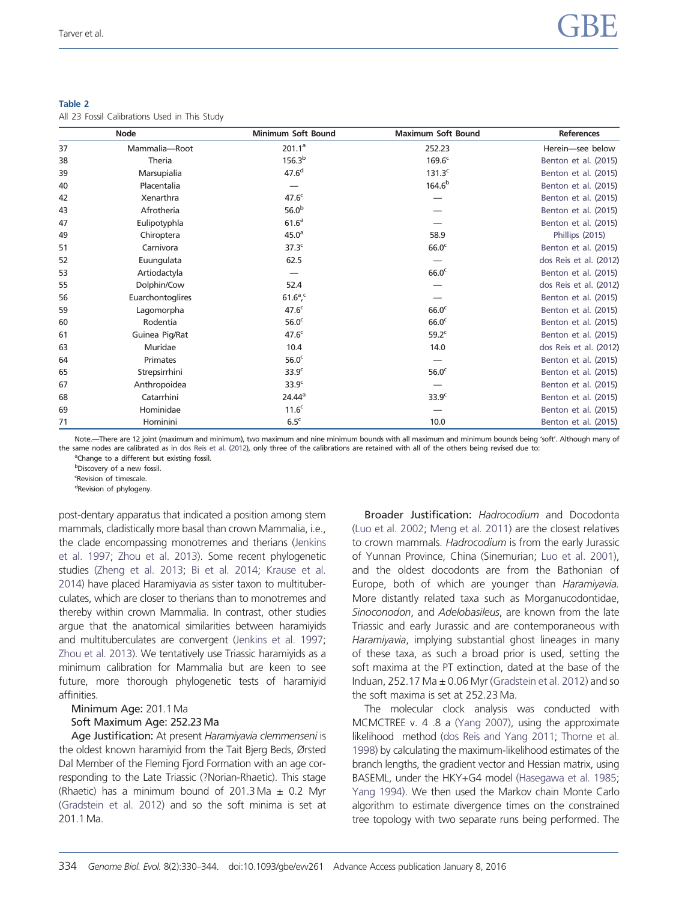**Table 2**
All 23 Fossil Calibrations Used in This Study

| | Node | Minimum Soft Bound | Maximum Soft Bound | References |
|---|---|---|---|---|
| 37 | Mammalia—Root | 201.1[a] | 252.23 | Herein—see below |
| 38 | Theria | 156.3[b] | 169.6[c] | Benton et al. (2015) |
| 39 | Marsupialia | 47.6[d] | 131.3[c] | Benton et al. (2015) |
| 40 | Placentalia | — | 164.6[b] | Benton et al. (2015) |
| 42 | Xenarthra | 47.6[c] | — | Benton et al. (2015) |
| 43 | Afrotheria | 56.0[b] | — | Benton et al. (2015) |
| 47 | Eulipotyphla | 61.6[a] | — | Benton et al. (2015) |
| 49 | Chiroptera | 45.0[a] | 58.9 | Phillips (2015) |
| 51 | Carnivora | 37.3[c] | 66.0[c] | Benton et al. (2015) |
| 52 | Euungulata | 62.5 | — | dos Reis et al. (2012) |
| 53 | Artiodactyla | — | 66.0[c] | Benton et al. (2015) |
| 55 | Dolphin/Cow | 52.4 | — | dos Reis et al. (2012) |
| 56 | Euarchontoglires | 61.6[a,c] | — | Benton et al. (2015) |
| 59 | Lagomorpha | 47.6[c] | 66.0[c] | Benton et al. (2015) |
| 60 | Rodentia | 56.0[c] | 66.0[c] | Benton et al. (2015) |
| 61 | Guinea Pig/Rat | 47.6[c] | 59.2[c] | Benton et al. (2015) |
| 63 | Muridae | 10.4 | 14.0 | dos Reis et al. (2012) |
| 64 | Primates | 56.0[c] | — | Benton et al. (2015) |
| 65 | Strepsirrhini | 33.9[c] | 56.0[c] | Benton et al. (2015) |
| 67 | Anthropoidea | 33.9[c] | — | Benton et al. (2015) |
| 68 | Catarrhini | 24.44[a] | 33.9[c] | Benton et al. (2015) |
| 69 | Hominidae | 11.6[c] | — | Benton et al. (2015) |
| 71 | Hominini | 6.5[c] | 10.0 | Benton et al. (2015) |

Note.—There are 12 joint (maximum and minimum), two maximum and nine minimum bounds with all maximum and minimum bounds being 'soft'. Although many of the same nodes are calibrated as in dos Reis et al. (2012), only three of the calibrations are retained with all of the others being revised due to:
[a]Change to a different but existing fossil.
[b]Discovery of a new fossil.
[c]Revision of timescale.
[d]Revision of phylogeny.

post-dentary apparatus that indicated a position among stem mammals, cladistically more basal than crown Mammalia, i.e., the clade encompassing monotremes and therians (Jenkins et al. 1997; Zhou et al. 2013). Some recent phylogenetic studies (Zheng et al. 2013; Bi et al. 2014; Krause et al. 2014) have placed Haramiyavia as sister taxon to multituberculates, which are closer to therians than to monotremes and thereby within crown Mammalia. In contrast, other studies argue that the anatomical similarities between haramiyids and multituberculates are convergent (Jenkins et al. 1997; Zhou et al. 2013). We tentatively use Triassic haramiyids as a minimum calibration for Mammalia but are keen to see future, more thorough phylogenetic tests of haramiyid affinities.

**Minimum Age:** 201.1 Ma

**Soft Maximum Age:** 252.23 Ma

**Age Justification:** At present *Haramiyavia clemmenseni* is the oldest known haramiyid from the Tait Bjerg Beds, Ørsted Dal Member of the Fleming Fjord Formation with an age corresponding to the Late Triassic (?Norian-Rhaetic). This stage (Rhaetic) has a minimum bound of 201.3 Ma ± 0.2 Myr (Gradstein et al. 2012) and so the soft minima is set at 201.1 Ma.

**Broader Justification:** *Hadrocodium* and Docodonta (Luo et al. 2002; Meng et al. 2011) are the closest relatives to crown mammals. *Hadrocodium* is from the early Jurassic of Yunnan Province, China (Sinemurian; Luo et al. 2001), and the oldest docodonts are from the Bathonian of Europe, both of which are younger than *Haramiyavia.* More distantly related taxa such as Morganucodontidae, *Sinoconodon*, and *Adelobasileus*, are known from the late Triassic and early Jurassic and are contemporaneous with *Haramiyavia*, implying substantial ghost lineages in many of these taxa, as such a broad prior is used, setting the soft maxima at the PT extinction, dated at the base of the Induan, 252.17 Ma ± 0.06 Myr (Gradstein et al. 2012) and so the soft maxima is set at 252.23 Ma.

The molecular clock analysis was conducted with MCMCTREE v. 4 .8 a (Yang 2007), using the approximate likelihood method (dos Reis and Yang 2011; Thorne et al. 1998) by calculating the maximum-likelihood estimates of the branch lengths, the gradient vector and Hessian matrix, using BASEML, under the HKY+G4 model (Hasegawa et al. 1985; Yang 1994). We then used the Markov chain Monte Carlo algorithm to estimate divergence times on the constrained tree topology with two separate runs being performed. The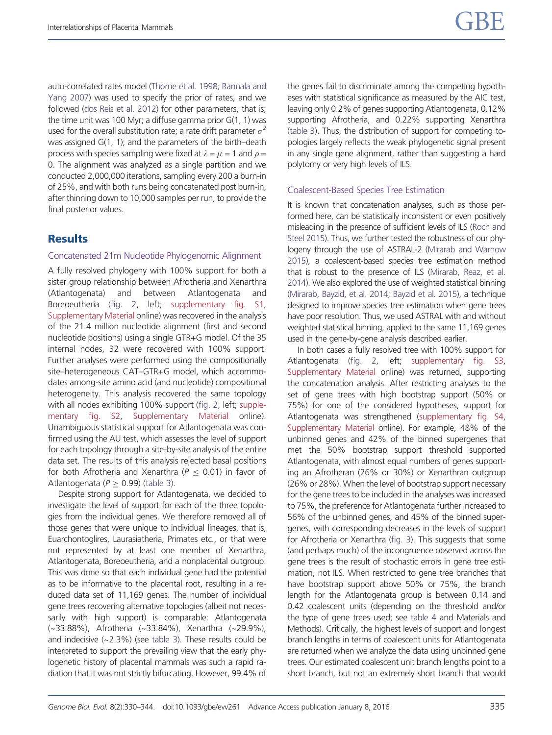auto-correlated rates model (Thorne et al. 1998; Rannala and Yang 2007) was used to specify the prior of rates, and we followed (dos Reis et al. 2012) for other parameters, that is; the time unit was 100 Myr; a diffuse gamma prior G(1, 1) was used for the overall substitution rate; a rate drift parameter $\sigma^2$ was assigned G(1, 1); and the parameters of the birth–death process with species sampling were fixed at $\lambda = \mu = 1$ and $\rho = 0$. The alignment was analyzed as a single partition and we conducted 2,000,000 iterations, sampling every 200 a burn-in of 25%, and with both runs being concatenated post burn-in, after thinning down to 10,000 samples per run, to provide the final posterior values.

## Results

### Concatenated 21m Nucleotide Phylogenomic Alignment

A fully resolved phylogeny with 100% support for both a sister group relationship between Afrotheria and Xenarthra (Atlantogenata) and between Atlantogenata and Boreoeutheria (fig. 2, left; supplementary fig. S1, Supplementary Material online) was recovered in the analysis of the 21.4 million nucleotide alignment (first and second nucleotide positions) using a single GTR+G model. Of the 35 internal nodes, 32 were recovered with 100% support. Further analyses were performed using the compositionally site–heterogeneous CAT–GTR+G model, which accommodates among-site amino acid (and nucleotide) compositional heterogeneity. This analysis recovered the same topology with all nodes exhibiting 100% support (fig. 2, left; supplementary fig. S2, Supplementary Material online). Unambiguous statistical support for Atlantogenata was confirmed using the AU test, which assesses the level of support for each topology through a site-by-site analysis of the entire data set. The results of this analysis rejected basal positions for both Afrotheria and Xenarthra ($P \leq 0.01$) in favor of Atlantogenata ($P \geq 0.99$) (table 3).

Despite strong support for Atlantogenata, we decided to investigate the level of support for each of the three topologies from the individual genes. We therefore removed all of those genes that were unique to individual lineages, that is, Euarchontoglires, Laurasiatheria, Primates etc., or that were not represented by at least one member of Xenarthra, Atlantogenata, Boreoeutheria, and a nonplacental outgroup. This was done so that each individual gene had the potential as to be informative to the placental root, resulting in a reduced data set of 11,169 genes. The number of individual gene trees recovering alternative topologies (albeit not necessarily with high support) is comparable: Atlantogenata (~33.88%), Afrotheria (~33.84%), Xenarthra (~29.9%), and indecisive (~2.3%) (see table 3). These results could be interpreted to support the prevailing view that the early phylogenetic history of placental mammals was such a rapid radiation that it was not strictly bifurcating. However, 99.4% of the genes fail to discriminate among the competing hypotheses with statistical significance as measured by the AIC test, leaving only 0.2% of genes supporting Atlantogenata, 0.12% supporting Afrotheria, and 0.22% supporting Xenarthra (table 3). Thus, the distribution of support for competing topologies largely reflects the weak phylogenetic signal present in any single gene alignment, rather than suggesting a hard polytomy or very high levels of ILS.

### Coalescent-Based Species Tree Estimation

It is known that concatenation analyses, such as those performed here, can be statistically inconsistent or even positively misleading in the presence of sufficient levels of ILS (Roch and Steel 2015). Thus, we further tested the robustness of our phylogeny through the use of ASTRAL-2 (Mirarab and Warnow 2015), a coalescent-based species tree estimation method that is robust to the presence of ILS (Mirarab, Reaz, et al. 2014). We also explored the use of weighted statistical binning (Mirarab, Bayzid, et al. 2014; Bayzid et al. 2015), a technique designed to improve species tree estimation when gene trees have poor resolution. Thus, we used ASTRAL with and without weighted statistical binning, applied to the same 11,169 genes used in the gene-by-gene analysis described earlier.

In both cases a fully resolved tree with 100% support for Atlantogenata (fig. 2, left; supplementary fig. S3, Supplementary Material online) was returned, supporting the concatenation analysis. After restricting analyses to the set of gene trees with high bootstrap support (50% or 75%) for one of the considered hypotheses, support for Atlantogenata was strengthened (supplementary fig. S4, Supplementary Material online). For example, 48% of the unbinned genes and 42% of the binned supergenes that met the 50% bootstrap support threshold supported Atlantogenata, with almost equal numbers of genes supporting an Afrotheran (26% or 30%) or Xenarthran outgroup (26% or 28%). When the level of bootstrap support necessary for the gene trees to be included in the analyses was increased to 75%, the preference for Atlantogenata further increased to 56% of the unbinned genes, and 45% of the binned supergenes, with corresponding decreases in the levels of support for Afrotheria or Xenarthra (fig. 3). This suggests that some (and perhaps much) of the incongruence observed across the gene trees is the result of stochastic errors in gene tree estimation, not ILS. When restricted to gene tree branches that have bootstrap support above 50% or 75%, the branch length for the Atlantogenata group is between 0.14 and 0.42 coalescent units (depending on the threshold and/or the type of gene trees used; see table 4 and Materials and Methods). Critically, the highest levels of support and longest branch lengths in terms of coalescent units for Atlantogenata are returned when we analyze the data using unbinned gene trees. Our estimated coalescent unit branch lengths point to a short branch, but not an extremely short branch that would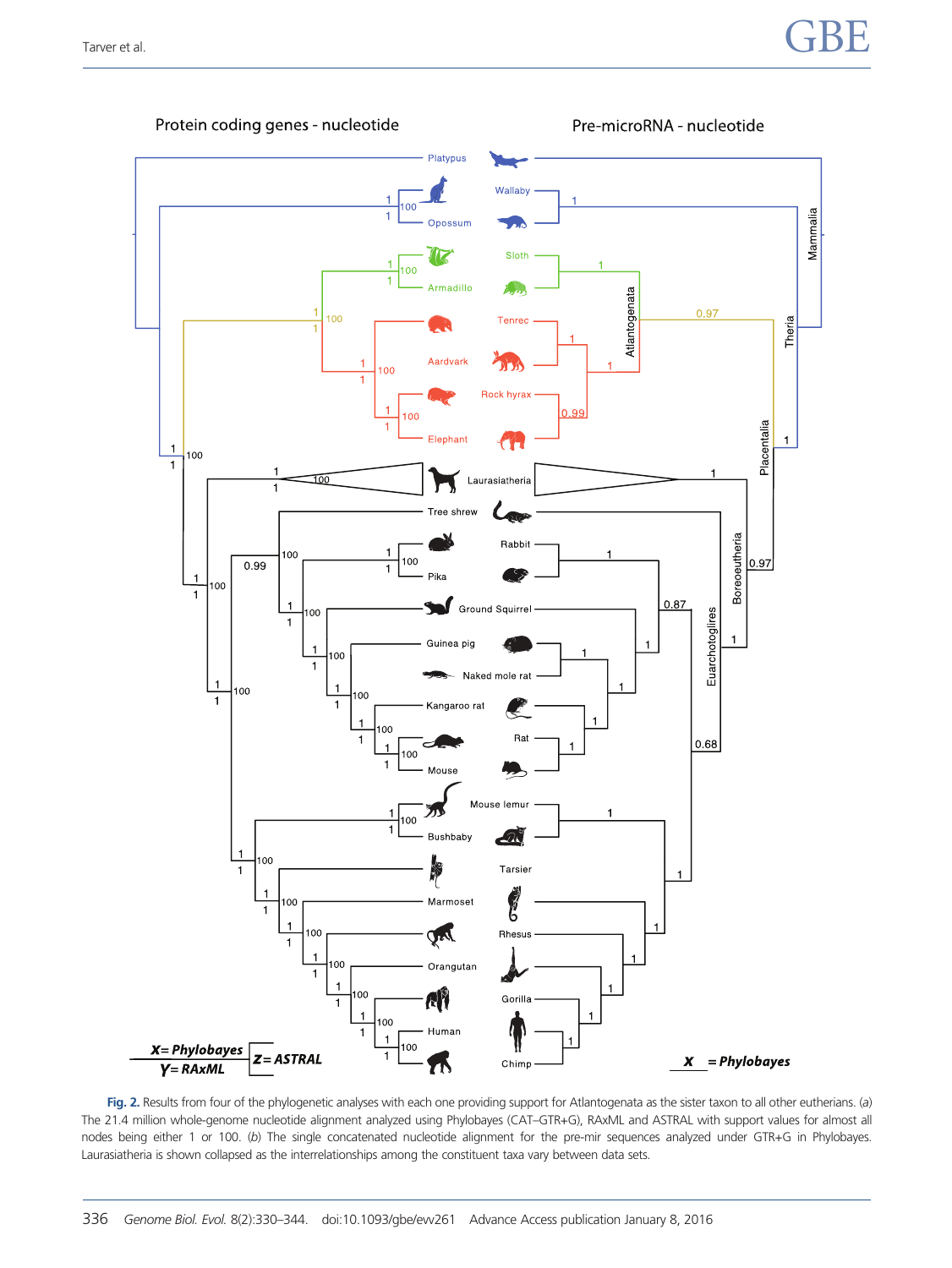**Fig. 2.** Results from four of the phylogenetic analyses with each one providing support for Atlantogenata as the sister taxon to all other eutherians. (*a*) The 21.4 million whole-genome nucleotide alignment analyzed using Phylobayes (CAT–GTR+G), RAxML and ASTRAL with support values for almost all nodes being either 1 or 100. (*b*) The single concatenated nucleotide alignment for the pre-mir sequences analyzed under GTR+G in Phylobayes. Laurasiatheria is shown collapsed as the interrelationships among the constituent taxa vary between data sets.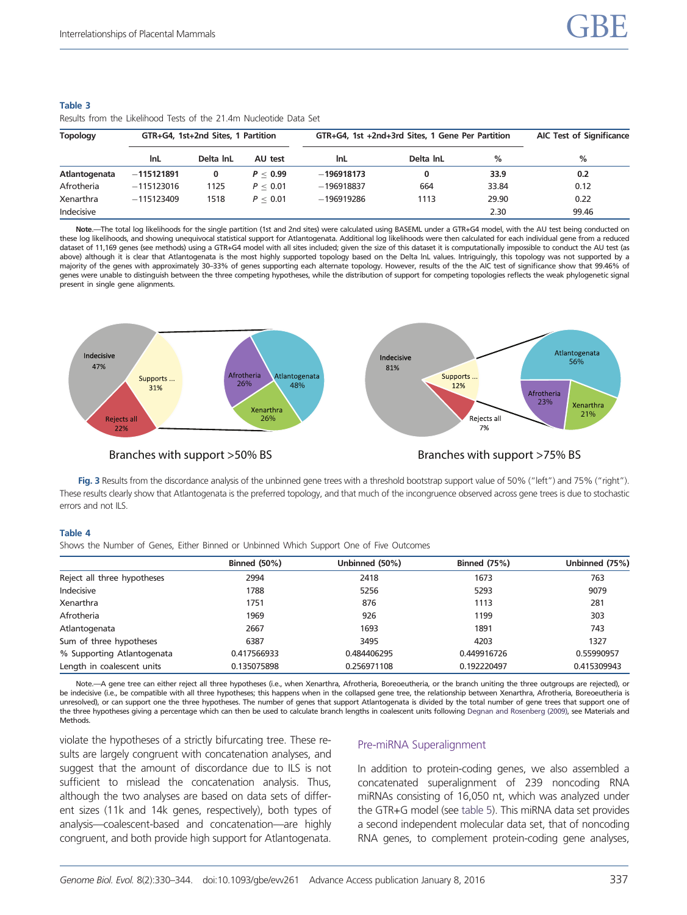**Table 3**

Results from the Likelihood Tests of the 21.4m Nucleotide Data Set

| Topology | GTR+G4, 1st+2nd Sites, 1 Partition | | | GTR+G4, 1st +2nd+3rd Sites, 1 Gene Per Partition | | | AIC Test of Significance |
|---|---|---|---|---|---|---|---|
| | lnL | Delta lnL | AU test | lnL | Delta lnL | % | % |
| **Atlantogenata** | **−115121891** | **0** | **$P \leq 0.99$** | **−196918173** | **0** | **33.9** | **0.2** |
| Afrotheria | −115123016 | 1125 | $P \leq 0.01$ | −196918837 | 664 | 33.84 | 0.12 |
| Xenarthra | −115123409 | 1518 | $P \leq 0.01$ | −196919286 | 1113 | 29.90 | 0.22 |
| Indecisive | | | | | | 2.30 | 99.46 |

**Note.**—The total log likelihoods for the single partition (1st and 2nd sites) were calculated using BASEML under a GTR+G4 model, with the AU test being conducted on these log likelihoods, and showing unequivocal statistical support for Atlantogenata. Additional log likelihoods were then calculated for each individual gene from a reduced dataset of 11,169 genes (see methods) using a GTR+G4 model with all sites included; given the size of this dataset it is computationally impossible to conduct the AU test (as above) although it is clear that Atlantogenata is the most highly supported topology based on the Delta lnL values. Intriguingly, this topology was not supported by a majority of the genes with approximately 30–33% of genes supporting each alternate topology. However, results of the the AIC test of significance show that 99.46% of genes were unable to distinguish between the three competing hypotheses, while the distribution of support for competing topologies reflects the weak phylogenetic signal present in single gene alignments.

Branches with support >50% BS

Branches with support >75% BS

**Fig. 3** Results from the discordance analysis of the unbinned gene trees with a threshold bootstrap support value of 50% ("left") and 75% ("right"). These results clearly show that Atlantogenata is the preferred topology, and that much of the incongruence observed across gene trees is due to stochastic errors and not ILS.

**Table 4**

Shows the Number of Genes, Either Binned or Unbinned Which Support One of Five Outcomes

| | Binned (50%) | Unbinned (50%) | Binned (75%) | Unbinned (75%) |
|---|---|---|---|---|
| Reject all three hypotheses | 2994 | 2418 | 1673 | 763 |
| Indecisive | 1788 | 5256 | 5293 | 9079 |
| Xenarthra | 1751 | 876 | 1113 | 281 |
| Afrotheria | 1969 | 926 | 1199 | 303 |
| Atlantogenata | 2667 | 1693 | 1891 | 743 |
| Sum of three hypotheses | 6387 | 3495 | 4203 | 1327 |
| % Supporting Atlantogenata | 0.417566933 | 0.484406295 | 0.449916726 | 0.55990957 |
| Length in coalescent units | 0.135075898 | 0.256971108 | 0.192220497 | 0.415309943 |

Note.—A gene tree can either reject all three hypotheses (i.e., when Xenarthra, Afrotheria, Boreoeutheria, or the branch uniting the three outgroups are rejected), or be indecisive (i.e., be compatible with all three hypotheses; this happens when in the collapsed gene tree, the relationship between Xenarthra, Afrotheria, Boreoeutheria is unresolved), or can support one the three hypotheses. The number of genes that support Atlantogenata is divided by the total number of gene trees that support one of the three hypotheses giving a percentage which can then be used to calculate branch lengths in coalescent units following Degnan and Rosenberg (2009), see Materials and Methods.

violate the hypotheses of a strictly bifurcating tree. These results are largely congruent with concatenation analyses, and suggest that the amount of discordance due to ILS is not sufficient to mislead the concatenation analysis. Thus, although the two analyses are based on data sets of different sizes (11k and 14k genes, respectively), both types of analysis—coalescent-based and concatenation—are highly congruent, and both provide high support for Atlantogenata.

## Pre-miRNA Superalignment

In addition to protein-coding genes, we also assembled a concatenated superalignment of 239 noncoding RNA miRNAs consisting of 16,050 nt, which was analyzed under the GTR+G model (see table 5). This miRNA data set provides a second independent molecular data set, that of noncoding RNA genes, to complement protein-coding gene analyses,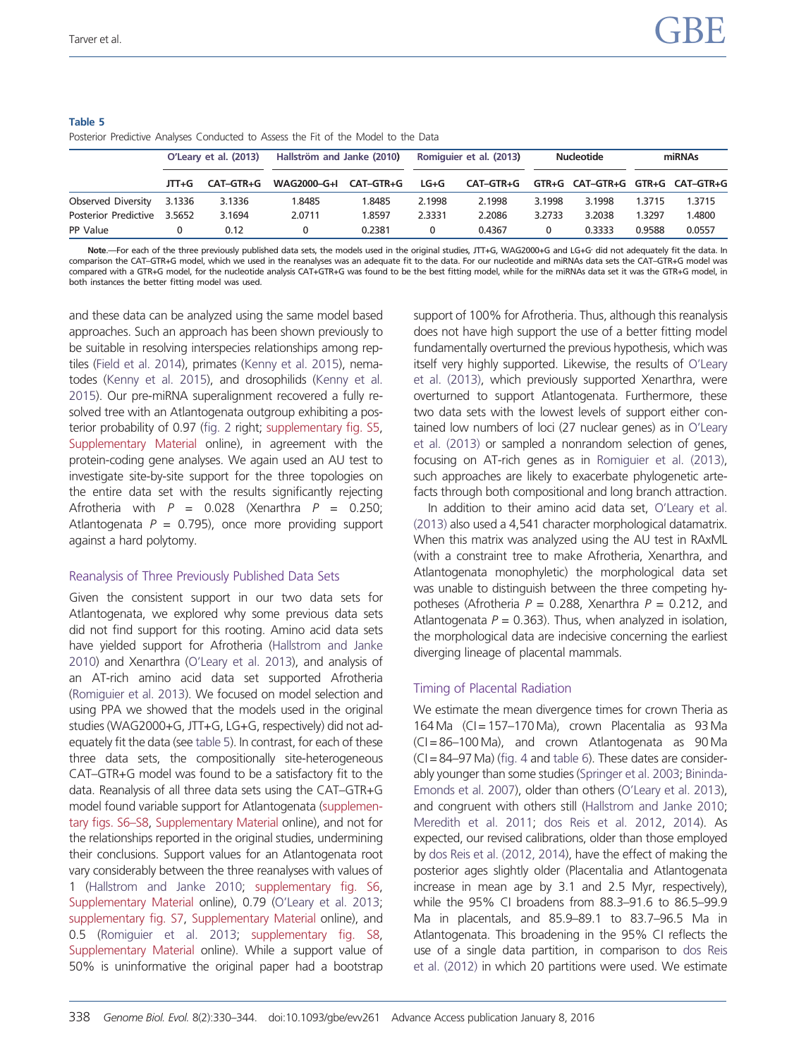**Table 5**
Posterior Predictive Analyses Conducted to Assess the Fit of the Model to the Data

| | O'Leary et al. (2013) | | Hallström and Janke (2010) | | Romiguier et al. (2013) | | Nucleotide | | miRNAs | |
|---|---|---|---|---|---|---|---|---|---|---|
| | JTT+G | CAT–GTR+G | WAG2000–G+I | CAT–GTR+G | LG+G | CAT–GTR+G | GTR+G | CAT–GTR+G | GTR+G | CAT–GTR+G |
| Observed Diversity | 3.1336 | 3.1336 | 1.8485 | 1.8485 | 2.1998 | 2.1998 | 3.1998 | 3.1998 | 1.3715 | 1.3715 |
| Posterior Predictive | 3.5652 | 3.1694 | 2.0711 | 1.8597 | 2.3331 | 2.2086 | 3.2733 | 3.2038 | 1.3297 | 1.4800 |
| PP Value | 0 | 0.12 | 0 | 0.2381 | 0 | 0.4367 | 0 | 0.3333 | 0.9588 | 0.0557 |

**Note.**—For each of the three previously published data sets, the models used in the original studies, JTT+G, WAG2000+G and LG+G did not adequately fit the data. In comparison the CAT–GTR+G model, which we used in the reanalyses was an adequate fit to the data. For our nucleotide and miRNAs data sets the CAT–GTR+G model was compared with a GTR+G model, for the nucleotide analysis CAT+GTR+G was found to be the best fitting model, while for the miRNAs data set it was the GTR+G model, in both instances the better fitting model was used.

and these data can be analyzed using the same model based approaches. Such an approach has been shown previously to be suitable in resolving interspecies relationships among reptiles (Field et al. 2014), primates (Kenny et al. 2015), nematodes (Kenny et al. 2015), and drosophilids (Kenny et al. 2015). Our pre-miRNA superalignment recovered a fully resolved tree with an Atlantogenata outgroup exhibiting a posterior probability of 0.97 (fig. 2 right; supplementary fig. S5, Supplementary Material online), in agreement with the protein-coding gene analyses. We again used an AU test to investigate site-by-site support for the three topologies on the entire data set with the results significantly rejecting Afrotheria with $P$ = 0.028 (Xenarthra $P$ = 0.250; Atlantogenata $P$ = 0.795), once more providing support against a hard polytomy.

### Reanalysis of Three Previously Published Data Sets

Given the consistent support in our two data sets for Atlantogenata, we explored why some previous data sets did not find support for this rooting. Amino acid data sets have yielded support for Afrotheria (Hallstrom and Janke 2010) and Xenarthra (O'Leary et al. 2013), and analysis of an AT-rich amino acid data set supported Afrotheria (Romiguier et al. 2013). We focused on model selection and using PPA we showed that the models used in the original studies (WAG2000+G, JTT+G, LG+G, respectively) did not adequately fit the data (see table 5). In contrast, for each of these three data sets, the compositionally site-heterogeneous CAT–GTR+G model was found to be a satisfactory fit to the data. Reanalysis of all three data sets using the CAT–GTR+G model found variable support for Atlantogenata (supplementary figs. S6–S8, Supplementary Material online), and not for the relationships reported in the original studies, undermining their conclusions. Support values for an Atlantogenata root vary considerably between the three reanalyses with values of 1 (Hallstrom and Janke 2010; supplementary fig. S6, Supplementary Material online), 0.79 (O'Leary et al. 2013; supplementary fig. S7, Supplementary Material online), and 0.5 (Romiguier et al. 2013; supplementary fig. S8, Supplementary Material online). While a support value of 50% is uninformative the original paper had a bootstrap support of 100% for Afrotheria. Thus, although this reanalysis does not have high support the use of a better fitting model fundamentally overturned the previous hypothesis, which was itself very highly supported. Likewise, the results of O'Leary et al. (2013), which previously supported Xenarthra, were overturned to support Atlantogenata. Furthermore, these two data sets with the lowest levels of support either contained low numbers of loci (27 nuclear genes) as in O'Leary et al. (2013) or sampled a nonrandom selection of genes, focusing on AT-rich genes as in Romiguier et al. (2013), such approaches are likely to exacerbate phylogenetic artefacts through both compositional and long branch attraction.

In addition to their amino acid data set, O'Leary et al. (2013) also used a 4,541 character morphological datamatrix. When this matrix was analyzed using the AU test in RAxML (with a constraint tree to make Afrotheria, Xenarthra, and Atlantogenata monophyletic) the morphological data set was unable to distinguish between the three competing hypotheses (Afrotheria $P$ = 0.288, Xenarthra $P$ = 0.212, and Atlantogenata $P$ = 0.363). Thus, when analyzed in isolation, the morphological data are indecisive concerning the earliest diverging lineage of placental mammals.

### Timing of Placental Radiation

We estimate the mean divergence times for crown Theria as 164 Ma (CI = 157–170 Ma), crown Placentalia as 93 Ma (CI = 86–100 Ma), and crown Atlantogenata as 90 Ma (CI = 84–97 Ma) (fig. 4 and table 6). These dates are considerably younger than some studies (Springer et al. 2003; Bininda-Emonds et al. 2007), older than others (O'Leary et al. 2013), and congruent with others still (Hallstrom and Janke 2010; Meredith et al. 2011; dos Reis et al. 2012, 2014). As expected, our revised calibrations, older than those employed by dos Reis et al. (2012, 2014), have the effect of making the posterior ages slightly older (Placentalia and Atlantogenata increase in mean age by 3.1 and 2.5 Myr, respectively), while the 95% CI broadens from 88.3–91.6 to 86.5–99.9 Ma in placentals, and 85.9–89.1 to 83.7–96.5 Ma in Atlantogenata. This broadening in the 95% CI reflects the use of a single data partition, in comparison to dos Reis et al. (2012) in which 20 partitions were used. We estimate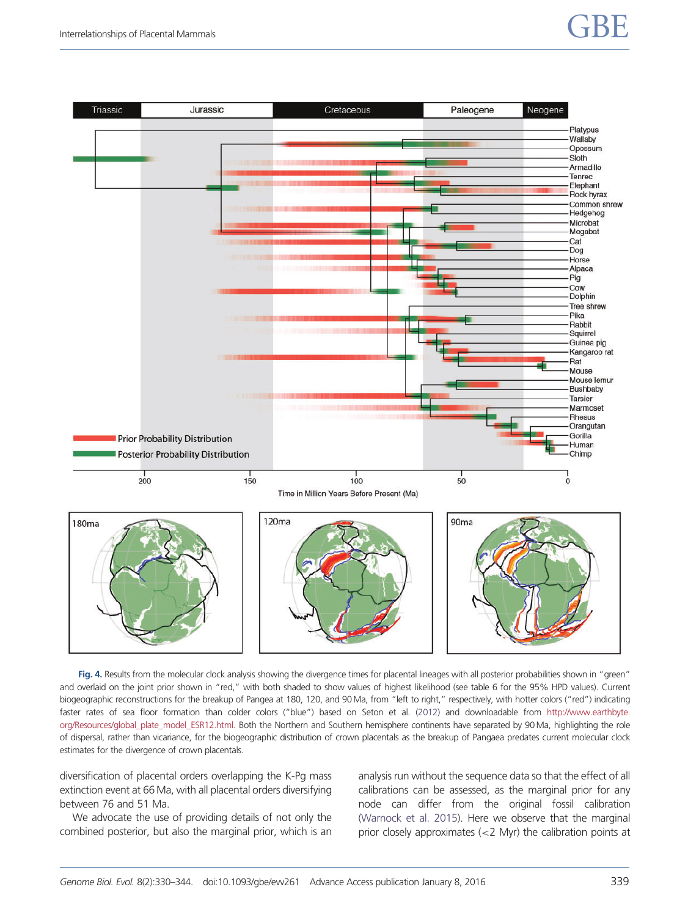Fig. 4. Results from the molecular clock analysis showing the divergence times for placental lineages with all posterior probabilities shown in "green" and overlaid on the joint prior shown in "red," with both shaded to show values of highest likelihood (see table 6 for the 95% HPD values). Current biogeographic reconstructions for the breakup of Pangea at 180, 120, and 90 Ma, from "left to right," respectively, with hotter colors ("red") indicating faster rates of sea floor formation than colder colors ("blue") based on Seton et al. (2012) and downloadable from http://www.earthbyte.org/Resources/global_plate_model_ESR12.html. Both the Northern and Southern hemisphere continents have separated by 90 Ma, highlighting the role of dispersal, rather than vicariance, for the biogeographic distribution of crown placentals as the breakup of Pangaea predates current molecular clock estimates for the divergence of crown placentals.

diversification of placental orders overlapping the K-Pg mass extinction event at 66 Ma, with all placental orders diversifying between 76 and 51 Ma.

We advocate the use of providing details of not only the combined posterior, but also the marginal prior, which is an analysis run without the sequence data so that the effect of all calibrations can be assessed, as the marginal prior for any node can differ from the original fossil calibration (Warnock et al. 2015). Here we observe that the marginal prior closely approximates (<2 Myr) the calibration points at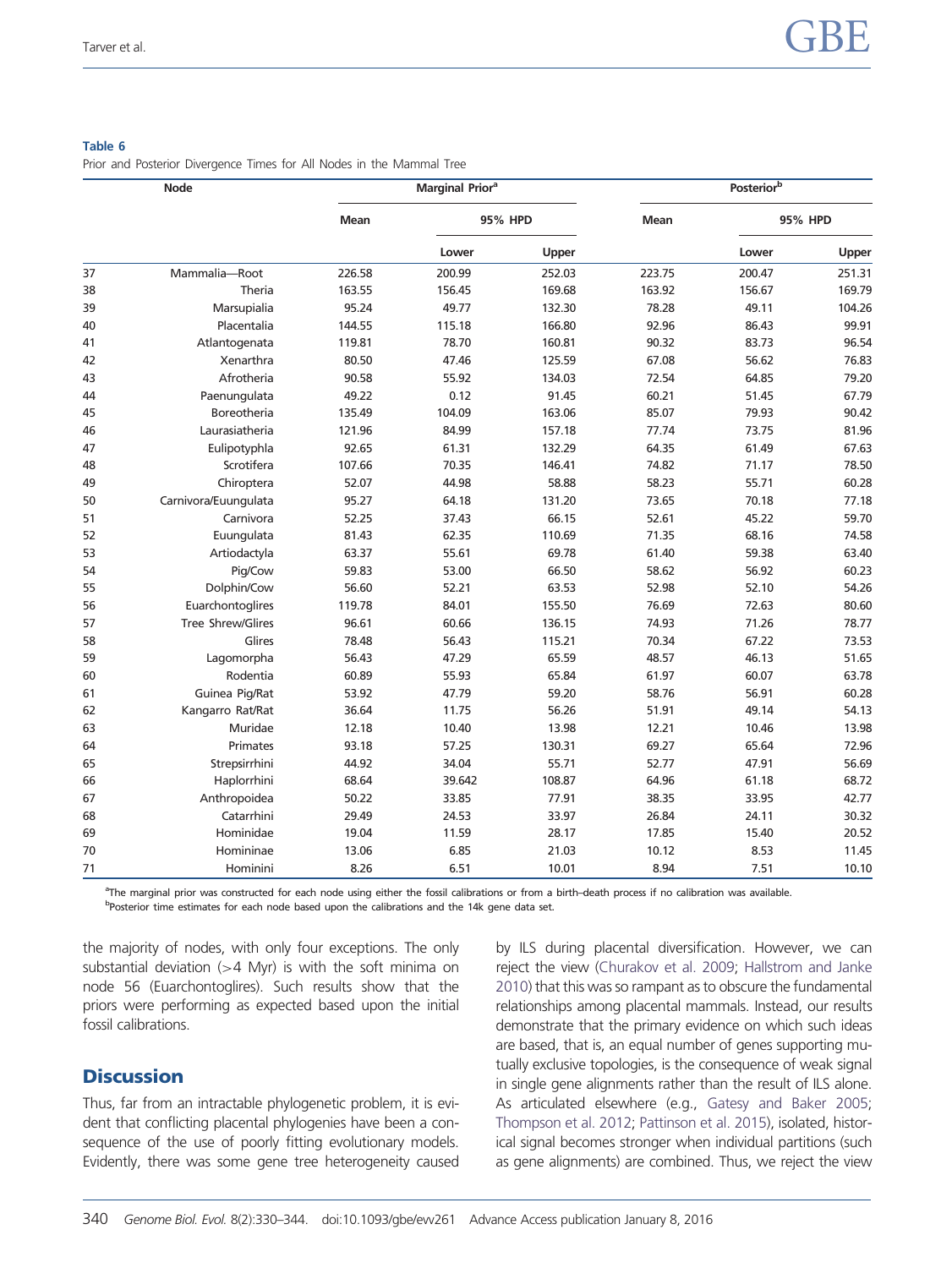**Table 6**
Prior and Posterior Divergence Times for All Nodes in the Mammal Tree

| | Node | Marginal Prior[a] | | | Posterior[b] | | |
|---|---|---|---|---|---|---|---|
| | | Mean | 95% HPD | | Mean | 95% HPD | |
| | | | Lower | Upper | | Lower | Upper |
| 37 | Mammalia—Root | 226.58 | 200.99 | 252.03 | 223.75 | 200.47 | 251.31 |
| 38 | Theria | 163.55 | 156.45 | 169.68 | 163.92 | 156.67 | 169.79 |
| 39 | Marsupialia | 95.24 | 49.77 | 132.30 | 78.28 | 49.11 | 104.26 |
| 40 | Placentalia | 144.55 | 115.18 | 166.80 | 92.96 | 86.43 | 99.91 |
| 41 | Atlantogenata | 119.81 | 78.70 | 160.81 | 90.32 | 83.73 | 96.54 |
| 42 | Xenarthra | 80.50 | 47.46 | 125.59 | 67.08 | 56.62 | 76.83 |
| 43 | Afrotheria | 90.58 | 55.92 | 134.03 | 72.54 | 64.85 | 79.20 |
| 44 | Paenungulata | 49.22 | 0.12 | 91.45 | 60.21 | 51.45 | 67.79 |
| 45 | Boreotheria | 135.49 | 104.09 | 163.06 | 85.07 | 79.93 | 90.42 |
| 46 | Laurasiatheria | 121.96 | 84.99 | 157.18 | 77.74 | 73.75 | 81.96 |
| 47 | Eulipotyphla | 92.65 | 61.31 | 132.29 | 64.35 | 61.49 | 67.63 |
| 48 | Scrotifera | 107.66 | 70.35 | 146.41 | 74.82 | 71.17 | 78.50 |
| 49 | Chiroptera | 52.07 | 44.98 | 58.88 | 58.23 | 55.71 | 60.28 |
| 50 | Carnivora/Euungulata | 95.27 | 64.18 | 131.20 | 73.65 | 70.18 | 77.18 |
| 51 | Carnivora | 52.25 | 37.43 | 66.15 | 52.61 | 45.22 | 59.70 |
| 52 | Euungulata | 81.43 | 62.35 | 110.69 | 71.35 | 68.16 | 74.58 |
| 53 | Artiodactyla | 63.37 | 55.61 | 69.78 | 61.40 | 59.38 | 63.40 |
| 54 | Pig/Cow | 59.83 | 53.00 | 66.50 | 58.62 | 56.92 | 60.23 |
| 55 | Dolphin/Cow | 56.60 | 52.21 | 63.53 | 52.98 | 52.10 | 54.26 |
| 56 | Euarchontoglires | 119.78 | 84.01 | 155.50 | 76.69 | 72.63 | 80.60 |
| 57 | Tree Shrew/Glires | 96.61 | 60.66 | 136.15 | 74.93 | 71.26 | 78.77 |
| 58 | Glires | 78.48 | 56.43 | 115.21 | 70.34 | 67.22 | 73.53 |
| 59 | Lagomorpha | 56.43 | 47.29 | 65.59 | 48.57 | 46.13 | 51.65 |
| 60 | Rodentia | 60.89 | 55.93 | 65.84 | 61.97 | 60.07 | 63.78 |
| 61 | Guinea Pig/Rat | 53.92 | 47.79 | 59.20 | 58.76 | 56.91 | 60.28 |
| 62 | Kangarro Rat/Rat | 36.64 | 11.75 | 56.26 | 51.91 | 49.14 | 54.13 |
| 63 | Muridae | 12.18 | 10.40 | 13.98 | 12.21 | 10.46 | 13.98 |
| 64 | Primates | 93.18 | 57.25 | 130.31 | 69.27 | 65.64 | 72.96 |
| 65 | Strepsirrhini | 44.92 | 34.04 | 55.71 | 52.77 | 47.91 | 56.69 |
| 66 | Haplorrhini | 68.64 | 39.642 | 108.87 | 64.96 | 61.18 | 68.72 |
| 67 | Anthropoidea | 50.22 | 33.85 | 77.91 | 38.35 | 33.95 | 42.77 |
| 68 | Catarrhini | 29.49 | 24.53 | 33.97 | 26.84 | 24.11 | 30.32 |
| 69 | Hominidae | 19.04 | 11.59 | 28.17 | 17.85 | 15.40 | 20.52 |
| 70 | Homininae | 13.06 | 6.85 | 21.03 | 10.12 | 8.53 | 11.45 |
| 71 | Hominini | 8.26 | 6.51 | 10.01 | 8.94 | 7.51 | 10.10 |

[a]The marginal prior was constructed for each node using either the fossil calibrations or from a birth–death process if no calibration was available.
[b]Posterior time estimates for each node based upon the calibrations and the 14k gene data set.

the majority of nodes, with only four exceptions. The only substantial deviation (>4 Myr) is with the soft minima on node 56 (Euarchontoglires). Such results show that the priors were performing as expected based upon the initial fossil calibrations.

## Discussion

Thus, far from an intractable phylogenetic problem, it is evident that conflicting placental phylogenies have been a consequence of the use of poorly fitting evolutionary models. Evidently, there was some gene tree heterogeneity caused by ILS during placental diversification. However, we can reject the view (Churakov et al. 2009; Hallstrom and Janke 2010) that this was so rampant as to obscure the fundamental relationships among placental mammals. Instead, our results demonstrate that the primary evidence on which such ideas are based, that is, an equal number of genes supporting mutually exclusive topologies, is the consequence of weak signal in single gene alignments rather than the result of ILS alone. As articulated elsewhere (e.g., Gatesy and Baker 2005; Thompson et al. 2012; Pattinson et al. 2015), isolated, historical signal becomes stronger when individual partitions (such as gene alignments) are combined. Thus, we reject the view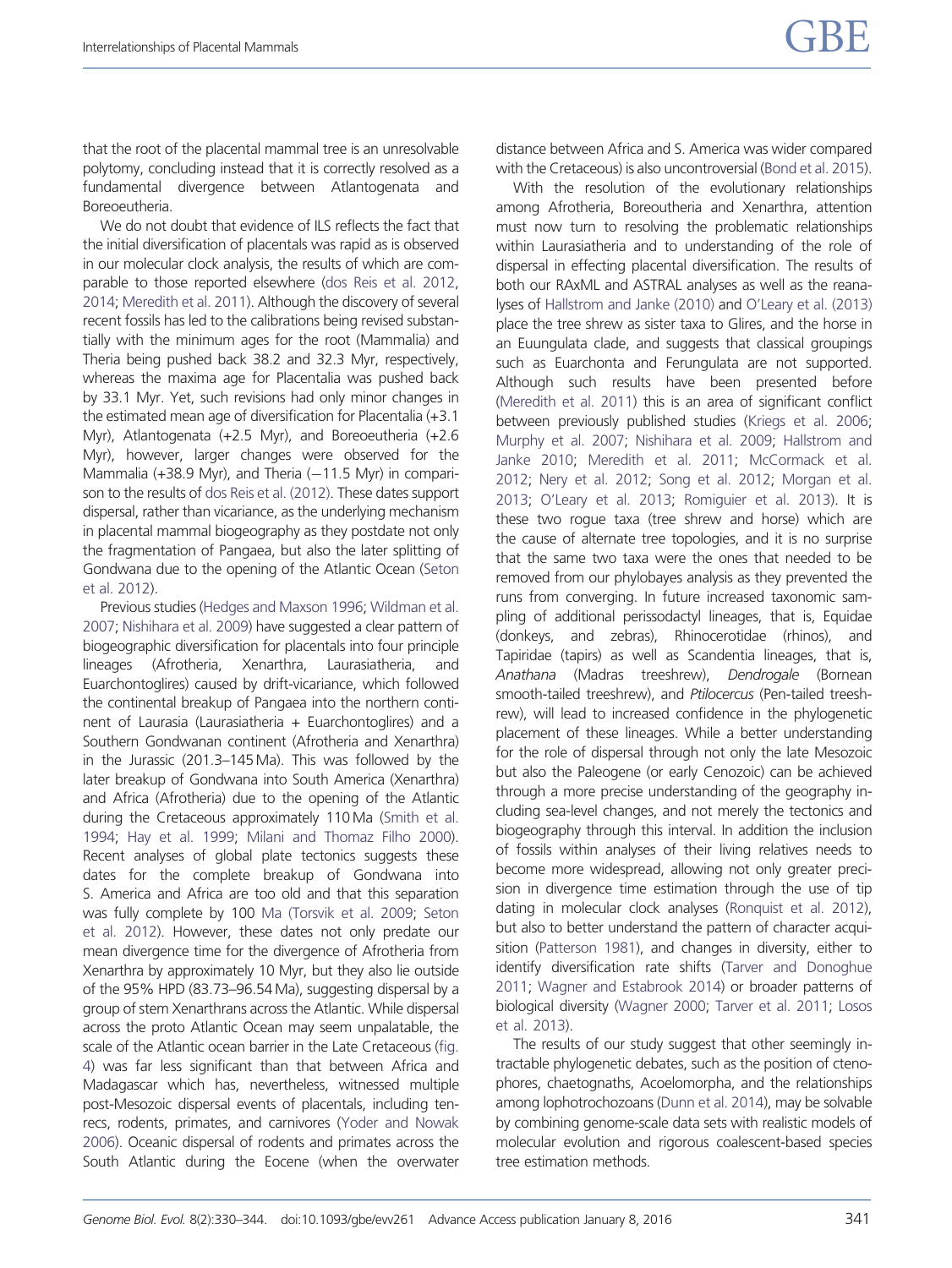that the root of the placental mammal tree is an unresolvable polytomy, concluding instead that it is correctly resolved as a fundamental divergence between Atlantogenata and Boreoeutheria.

We do not doubt that evidence of ILS reflects the fact that the initial diversification of placentals was rapid as is observed in our molecular clock analysis, the results of which are comparable to those reported elsewhere (dos Reis et al. 2012, 2014; Meredith et al. 2011). Although the discovery of several recent fossils has led to the calibrations being revised substantially with the minimum ages for the root (Mammalia) and Theria being pushed back 38.2 and 32.3 Myr, respectively, whereas the maxima age for Placentalia was pushed back by 33.1 Myr. Yet, such revisions had only minor changes in the estimated mean age of diversification for Placentalia (+3.1 Myr), Atlantogenata (+2.5 Myr), and Boreoeutheria (+2.6 Myr), however, larger changes were observed for the Mammalia (+38.9 Myr), and Theria (−11.5 Myr) in comparison to the results of dos Reis et al. (2012). These dates support dispersal, rather than vicariance, as the underlying mechanism in placental mammal biogeography as they postdate not only the fragmentation of Pangaea, but also the later splitting of Gondwana due to the opening of the Atlantic Ocean (Seton et al. 2012).

Previous studies (Hedges and Maxson 1996; Wildman et al. 2007; Nishihara et al. 2009) have suggested a clear pattern of biogeographic diversification for placentals into four principle lineages (Afrotheria, Xenarthra, Laurasiatheria, and Euarchontoglires) caused by drift-vicariance, which followed the continental breakup of Pangaea into the northern continent of Laurasia (Laurasiatheria + Euarchontoglires) and a Southern Gondwanan continent (Afrotheria and Xenarthra) in the Jurassic (201.3–145 Ma). This was followed by the later breakup of Gondwana into South America (Xenarthra) and Africa (Afrotheria) due to the opening of the Atlantic during the Cretaceous approximately 110 Ma (Smith et al. 1994; Hay et al. 1999; Milani and Thomaz Filho 2000). Recent analyses of global plate tectonics suggests these dates for the complete breakup of Gondwana into S. America and Africa are too old and that this separation was fully complete by 100 Ma (Torsvik et al. 2009; Seton et al. 2012). However, these dates not only predate our mean divergence time for the divergence of Afrotheria from Xenarthra by approximately 10 Myr, but they also lie outside of the 95% HPD (83.73–96.54 Ma), suggesting dispersal by a group of stem Xenarthrans across the Atlantic. While dispersal across the proto Atlantic Ocean may seem unpalatable, the scale of the Atlantic ocean barrier in the Late Cretaceous (fig. 4) was far less significant than that between Africa and Madagascar which has, nevertheless, witnessed multiple post-Mesozoic dispersal events of placentals, including tenrecs, rodents, primates, and carnivores (Yoder and Nowak 2006). Oceanic dispersal of rodents and primates across the South Atlantic during the Eocene (when the overwater distance between Africa and S. America was wider compared with the Cretaceous) is also uncontroversial (Bond et al. 2015).

With the resolution of the evolutionary relationships among Afrotheria, Boreoutheria and Xenarthra, attention must now turn to resolving the problematic relationships within Laurasiatheria and to understanding of the role of dispersal in effecting placental diversification. The results of both our RAxML and ASTRAL analyses as well as the reanalyses of Hallstrom and Janke (2010) and O'Leary et al. (2013) place the tree shrew as sister taxa to Glires, and the horse in an Euungulata clade, and suggests that classical groupings such as Euarchonta and Ferungulata are not supported. Although such results have been presented before (Meredith et al. 2011) this is an area of significant conflict between previously published studies (Kriegs et al. 2006; Murphy et al. 2007; Nishihara et al. 2009; Hallstrom and Janke 2010; Meredith et al. 2011; McCormack et al. 2012; Nery et al. 2012; Song et al. 2012; Morgan et al. 2013; O'Leary et al. 2013; Romiguier et al. 2013). It is these two rogue taxa (tree shrew and horse) which are the cause of alternate tree topologies, and it is no surprise that the same two taxa were the ones that needed to be removed from our phylobayes analysis as they prevented the runs from converging. In future increased taxonomic sampling of additional perissodactyl lineages, that is, Equidae (donkeys, and zebras), Rhinocerotidae (rhinos), and Tapiridae (tapirs) as well as Scandentia lineages, that is, *Anathana* (Madras treeshrew), *Dendrogale* (Bornean smooth-tailed treeshrew), and *Ptilocercus* (Pen-tailed treeshrew), will lead to increased confidence in the phylogenetic placement of these lineages. While a better understanding for the role of dispersal through not only the late Mesozoic but also the Paleogene (or early Cenozoic) can be achieved through a more precise understanding of the geography including sea-level changes, and not merely the tectonics and biogeography through this interval. In addition the inclusion of fossils within analyses of their living relatives needs to become more widespread, allowing not only greater precision in divergence time estimation through the use of tip dating in molecular clock analyses (Ronquist et al. 2012), but also to better understand the pattern of character acquisition (Patterson 1981), and changes in diversity, either to identify diversification rate shifts (Tarver and Donoghue 2011; Wagner and Estabrook 2014) or broader patterns of biological diversity (Wagner 2000; Tarver et al. 2011; Losos et al. 2013).

The results of our study suggest that other seemingly intractable phylogenetic debates, such as the position of ctenophores, chaetognaths, Acoelomorpha, and the relationships among lophotrochozoans (Dunn et al. 2014), may be solvable by combining genome-scale data sets with realistic models of molecular evolution and rigorous coalescent-based species tree estimation methods.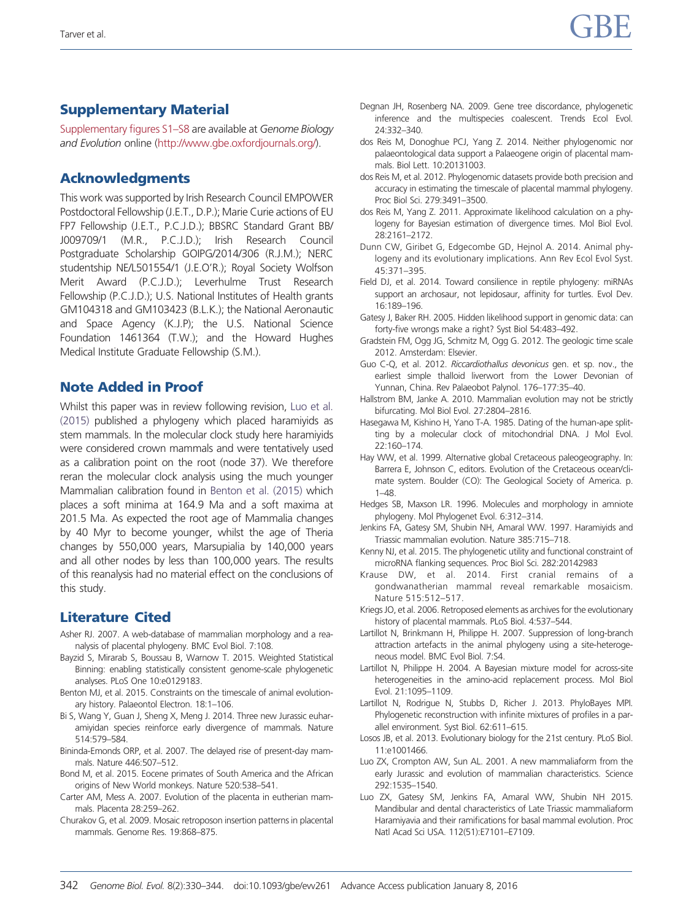## Supplementary Material

Supplementary figures S1–S8 are available at *Genome Biology and Evolution* online (http://www.gbe.oxfordjournals.org/).

## Acknowledgments

This work was supported by Irish Research Council EMPOWER Postdoctoral Fellowship (J.E.T., D.P.); Marie Curie actions of EU FP7 Fellowship (J.E.T., P.C.J.D.); BBSRC Standard Grant BB/J009709/1 (M.R., P.C.J.D.); Irish Research Council Postgraduate Scholarship GOIPG/2014/306 (R.J.M.); NERC studentship NE/L501554/1 (J.E.O'R.); Royal Society Wolfson Merit Award (P.C.J.D.); Leverhulme Trust Research Fellowship (P.C.J.D.); U.S. National Institutes of Health grants GM104318 and GM103423 (B.L.K.); the National Aeronautic and Space Agency (K.J.P); the U.S. National Science Foundation 1461364 (T.W.); and the Howard Hughes Medical Institute Graduate Fellowship (S.M.).

## Note Added in Proof

Whilst this paper was in review following revision, Luo et al. (2015) published a phylogeny which placed haramiyids as stem mammals. In the molecular clock study here haramiyids were considered crown mammals and were tentatively used as a calibration point on the root (node 37). We therefore reran the molecular clock analysis using the much younger Mammalian calibration found in Benton et al. (2015) which places a soft minima at 164.9 Ma and a soft maxima at 201.5 Ma. As expected the root age of Mammalia changes by 40 Myr to become younger, whilst the age of Theria changes by 550,000 years, Marsupialia by 140,000 years and all other nodes by less than 100,000 years. The results of this reanalysis had no material effect on the conclusions of this study.

## Literature Cited

Asher RJ. 2007. A web-database of mammalian morphology and a reanalysis of placental phylogeny. BMC Evol Biol. 7:108.

Bayzid S, Mirarab S, Boussau B, Warnow T. 2015. Weighted Statistical Binning: enabling statistically consistent genome-scale phylogenetic analyses. PLoS One 10:e0129183.

Benton MJ, et al. 2015. Constraints on the timescale of animal evolutionary history. Palaeontol Electron. 18:1–106.

Bi S, Wang Y, Guan J, Sheng X, Meng J. 2014. Three new Jurassic euharamiyidan species reinforce early divergence of mammals. Nature 514:579–584.

Bininda-Emonds ORP, et al. 2007. The delayed rise of present-day mammals. Nature 446:507–512.

Bond M, et al. 2015. Eocene primates of South America and the African origins of New World monkeys. Nature 520:538–541.

Carter AM, Mess A. 2007. Evolution of the placenta in eutherian mammals. Placenta 28:259–262.

Churakov G, et al. 2009. Mosaic retroposon insertion patterns in placental mammals. Genome Res. 19:868–875.

Degnan JH, Rosenberg NA. 2009. Gene tree discordance, phylogenetic inference and the multispecies coalescent. Trends Ecol Evol. 24:332–340.

dos Reis M, Donoghue PCJ, Yang Z. 2014. Neither phylogenomic nor palaeontological data support a Palaeogene origin of placental mammals. Biol Lett. 10:20131003.

dos Reis M, et al. 2012. Phylogenomic datasets provide both precision and accuracy in estimating the timescale of placental mammal phylogeny. Proc Biol Sci. 279:3491–3500.

dos Reis M, Yang Z. 2011. Approximate likelihood calculation on a phylogeny for Bayesian estimation of divergence times. Mol Biol Evol. 28:2161–2172.

Dunn CW, Giribet G, Edgecombe GD, Hejnol A. 2014. Animal phylogeny and its evolutionary implications. Ann Rev Ecol Evol Syst. 45:371–395.

Field DJ, et al. 2014. Toward consilience in reptile phylogeny: miRNAs support an archosaur, not lepidosaur, affinity for turtles. Evol Dev. 16:189–196.

Gatesy J, Baker RH. 2005. Hidden likelihood support in genomic data: can forty-five wrongs make a right? Syst Biol 54:483–492.

Gradstein FM, Ogg JG, Schmitz M, Ogg G. 2012. The geologic time scale 2012. Amsterdam: Elsevier.

Guo C-Q, et al. 2012. *Riccardiothallus devonicus* gen. et sp. nov., the earliest simple thalloid liverwort from the Lower Devonian of Yunnan, China. Rev Palaeobot Palynol. 176–177:35–40.

Hallstrom BM, Janke A. 2010. Mammalian evolution may not be strictly bifurcating. Mol Biol Evol. 27:2804–2816.

Hasegawa M, Kishino H, Yano T-A. 1985. Dating of the human-ape splitting by a molecular clock of mitochondrial DNA. J Mol Evol. 22:160–174.

Hay WW, et al. 1999. Alternative global Cretaceous paleogeography. In: Barrera E, Johnson C, editors. Evolution of the Cretaceous ocean/climate system. Boulder (CO): The Geological Society of America. p. 1–48.

Hedges SB, Maxson LR. 1996. Molecules and morphology in amniote phylogeny. Mol Phylogenet Evol. 6:312–314.

Jenkins FA, Gatesy SM, Shubin NH, Amaral WW. 1997. Haramiyids and Triassic mammalian evolution. Nature 385:715–718.

Kenny NJ, et al. 2015. The phylogenetic utility and functional constraint of microRNA flanking sequences. Proc Biol Sci. 282:20142983

Krause DW, et al. 2014. First cranial remains of a gondwanatherian mammal reveal remarkable mosaicism. Nature 515:512–517.

Kriegs JO, et al. 2006. Retroposed elements as archives for the evolutionary history of placental mammals. PLoS Biol. 4:537–544.

Lartillot N, Brinkmann H, Philippe H. 2007. Suppression of long-branch attraction artefacts in the animal phylogeny using a site-heterogeneous model. BMC Evol Biol. 7:S4.

Lartillot N, Philippe H. 2004. A Bayesian mixture model for across-site heterogeneities in the amino-acid replacement process. Mol Biol Evol. 21:1095–1109.

Lartillot N, Rodrigue N, Stubbs D, Richer J. 2013. PhyloBayes MPI. Phylogenetic reconstruction with infinite mixtures of profiles in a parallel environment. Syst Biol. 62:611–615.

Losos JB, et al. 2013. Evolutionary biology for the 21st century. PLoS Biol. 11:e1001466.

Luo ZX, Crompton AW, Sun AL. 2001. A new mammaliaform from the early Jurassic and evolution of mammalian characteristics. Science 292:1535–1540.

Luo ZX, Gatesy SM, Jenkins FA, Amaral WW, Shubin NH 2015. Mandibular and dental characteristics of Late Triassic mammaliaform Haramiyavia and their ramifications for basal mammal evolution. Proc Natl Acad Sci USA. 112(51):E7101–E7109.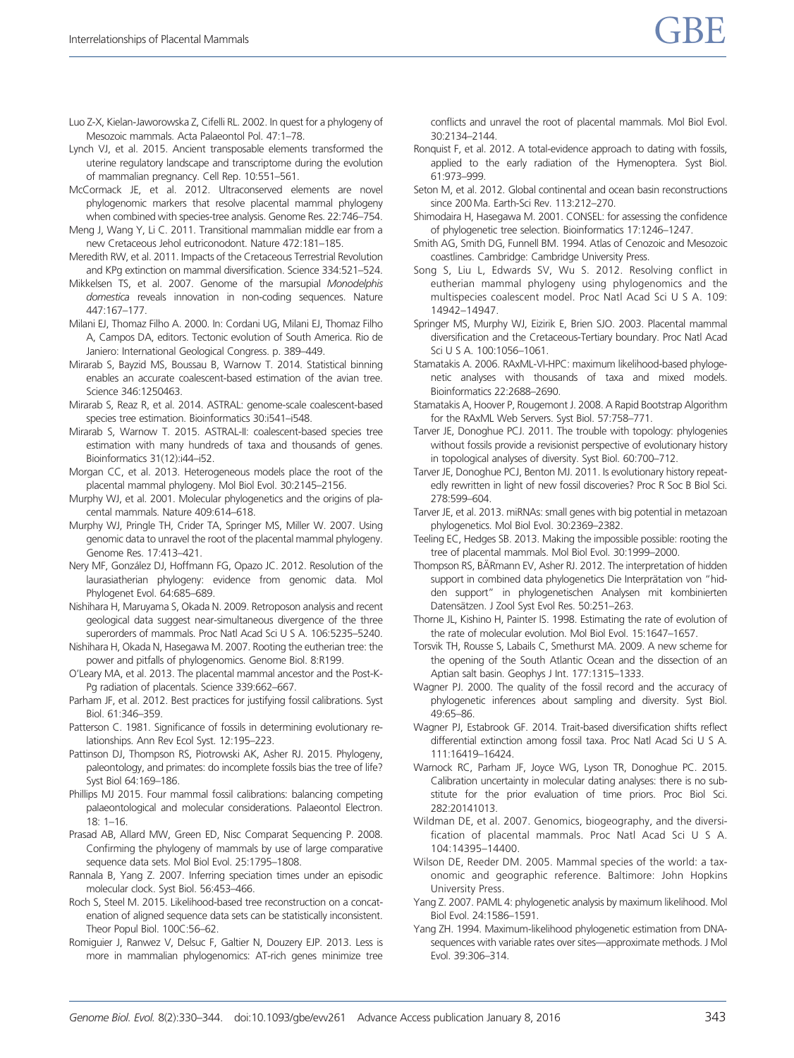Luo Z-X, Kielan-Jaworowska Z, Cifelli RL. 2002. In quest for a phylogeny of Mesozoic mammals. Acta Palaeontol Pol. 47:1–78.

Lynch VJ, et al. 2015. Ancient transposable elements transformed the uterine regulatory landscape and transcriptome during the evolution of mammalian pregnancy. Cell Rep. 10:551–561.

McCormack JE, et al. 2012. Ultraconserved elements are novel phylogenomic markers that resolve placental mammal phylogeny when combined with species-tree analysis. Genome Res. 22:746–754.

Meng J, Wang Y, Li C. 2011. Transitional mammalian middle ear from a new Cretaceous Jehol eutriconodont. Nature 472:181–185.

Meredith RW, et al. 2011. Impacts of the Cretaceous Terrestrial Revolution and KPg extinction on mammal diversification. Science 334:521–524.

Mikkelsen TS, et al. 2007. Genome of the marsupial *Monodelphis domestica* reveals innovation in non-coding sequences. Nature 447:167–177.

Milani EJ, Thomaz Filho A. 2000. In: Cordani UG, Milani EJ, Thomaz Filho A, Campos DA, editors. Tectonic evolution of South America. Rio de Janiero: International Geological Congress. p. 389–449.

Mirarab S, Bayzid MS, Boussau B, Warnow T. 2014. Statistical binning enables an accurate coalescent-based estimation of the avian tree. Science 346:1250463.

Mirarab S, Reaz R, et al. 2014. ASTRAL: genome-scale coalescent-based species tree estimation. Bioinformatics 30:i541–i548.

Mirarab S, Warnow T. 2015. ASTRAL-II: coalescent-based species tree estimation with many hundreds of taxa and thousands of genes. Bioinformatics 31(12):i44–i52.

Morgan CC, et al. 2013. Heterogeneous models place the root of the placental mammal phylogeny. Mol Biol Evol. 30:2145–2156.

Murphy WJ, et al. 2001. Molecular phylogenetics and the origins of placental mammals. Nature 409:614–618.

Murphy WJ, Pringle TH, Crider TA, Springer MS, Miller W. 2007. Using genomic data to unravel the root of the placental mammal phylogeny. Genome Res. 17:413–421.

Nery MF, González DJ, Hoffmann FG, Opazo JC. 2012. Resolution of the laurasiatherian phylogeny: evidence from genomic data. Mol Phylogenet Evol. 64:685–689.

Nishihara H, Maruyama S, Okada N. 2009. Retroposon analysis and recent geological data suggest near-simultaneous divergence of the three superorders of mammals. Proc Natl Acad Sci U S A. 106:5235–5240.

Nishihara H, Okada N, Hasegawa M. 2007. Rooting the eutherian tree: the power and pitfalls of phylogenomics. Genome Biol. 8:R199.

O'Leary MA, et al. 2013. The placental mammal ancestor and the Post-K-Pg radiation of placentals. Science 339:662–667.

Parham JF, et al. 2012. Best practices for justifying fossil calibrations. Syst Biol. 61:346–359.

Patterson C. 1981. Significance of fossils in determining evolutionary relationships. Ann Rev Ecol Syst. 12:195–223.

Pattinson DJ, Thompson RS, Piotrowski AK, Asher RJ. 2015. Phylogeny, paleontology, and primates: do incomplete fossils bias the tree of life? Syst Biol 64:169–186.

Phillips MJ 2015. Four mammal fossil calibrations: balancing competing palaeontological and molecular considerations. Palaeontol Electron. 18: 1–16.

Prasad AB, Allard MW, Green ED, Nisc Comparat Sequencing P. 2008. Confirming the phylogeny of mammals by use of large comparative sequence data sets. Mol Biol Evol. 25:1795–1808.

Rannala B, Yang Z. 2007. Inferring speciation times under an episodic molecular clock. Syst Biol. 56:453–466.

Roch S, Steel M. 2015. Likelihood-based tree reconstruction on a concatenation of aligned sequence data sets can be statistically inconsistent. Theor Popul Biol. 100C:56–62.

Romiguier J, Ranwez V, Delsuc F, Galtier N, Douzery EJP. 2013. Less is more in mammalian phylogenomics: AT-rich genes minimize tree conflicts and unravel the root of placental mammals. Mol Biol Evol. 30:2134–2144.

Ronquist F, et al. 2012. A total-evidence approach to dating with fossils, applied to the early radiation of the Hymenoptera. Syst Biol. 61:973–999.

Seton M, et al. 2012. Global continental and ocean basin reconstructions since 200 Ma. Earth-Sci Rev. 113:212–270.

Shimodaira H, Hasegawa M. 2001. CONSEL: for assessing the confidence of phylogenetic tree selection. Bioinformatics 17:1246–1247.

Smith AG, Smith DG, Funnell BM. 1994. Atlas of Cenozoic and Mesozoic coastlines. Cambridge: Cambridge University Press.

Song S, Liu L, Edwards SV, Wu S. 2012. Resolving conflict in eutherian mammal phylogeny using phylogenomics and the multispecies coalescent model. Proc Natl Acad Sci U S A. 109: 14942–14947.

Springer MS, Murphy WJ, Eizirik E, Brien SJO. 2003. Placental mammal diversification and the Cretaceous-Tertiary boundary. Proc Natl Acad Sci U S A. 100:1056–1061.

Stamatakis A. 2006. RAxML-VI-HPC: maximum likelihood-based phylogenetic analyses with thousands of taxa and mixed models. Bioinformatics 22:2688–2690.

Stamatakis A, Hoover P, Rougemont J. 2008. A Rapid Bootstrap Algorithm for the RAxML Web Servers. Syst Biol. 57:758–771.

Tarver JE, Donoghue PCJ. 2011. The trouble with topology: phylogenies without fossils provide a revisionist perspective of evolutionary history in topological analyses of diversity. Syst Biol. 60:700–712.

Tarver JE, Donoghue PCJ, Benton MJ. 2011. Is evolutionary history repeatedly rewritten in light of new fossil discoveries? Proc R Soc B Biol Sci. 278:599–604.

Tarver JE, et al. 2013. miRNAs: small genes with big potential in metazoan phylogenetics. Mol Biol Evol. 30:2369–2382.

Teeling EC, Hedges SB. 2013. Making the impossible possible: rooting the tree of placental mammals. Mol Biol Evol. 30:1999–2000.

Thompson RS, BÄRmann EV, Asher RJ. 2012. The interpretation of hidden support in combined data phylogenetics Die Interprätation von "hidden support" in phylogenetischen Analysen mit kombinierten Datensätzen. J Zool Syst Evol Res. 50:251–263.

Thorne JL, Kishino H, Painter IS. 1998. Estimating the rate of evolution of the rate of molecular evolution. Mol Biol Evol. 15:1647–1657.

Torsvik TH, Rousse S, Labails C, Smethurst MA. 2009. A new scheme for the opening of the South Atlantic Ocean and the dissection of an Aptian salt basin. Geophys J Int. 177:1315–1333.

Wagner PJ. 2000. The quality of the fossil record and the accuracy of phylogenetic inferences about sampling and diversity. Syst Biol. 49:65–86.

Wagner PJ, Estabrook GF. 2014. Trait-based diversification shifts reflect differential extinction among fossil taxa. Proc Natl Acad Sci U S A. 111:16419–16424.

Warnock RC, Parham JF, Joyce WG, Lyson TR, Donoghue PC. 2015. Calibration uncertainty in molecular dating analyses: there is no substitute for the prior evaluation of time priors. Proc Biol Sci. 282:20141013.

Wildman DE, et al. 2007. Genomics, biogeography, and the diversification of placental mammals. Proc Natl Acad Sci U S A. 104:14395–14400.

Wilson DE, Reeder DM. 2005. Mammal species of the world: a taxonomic and geographic reference. Baltimore: John Hopkins University Press.

Yang Z. 2007. PAML 4: phylogenetic analysis by maximum likelihood. Mol Biol Evol. 24:1586–1591.

Yang ZH. 1994. Maximum-likelihood phylogenetic estimation from DNA-sequences with variable rates over sites—approximate methods. J Mol Evol. 39:306–314.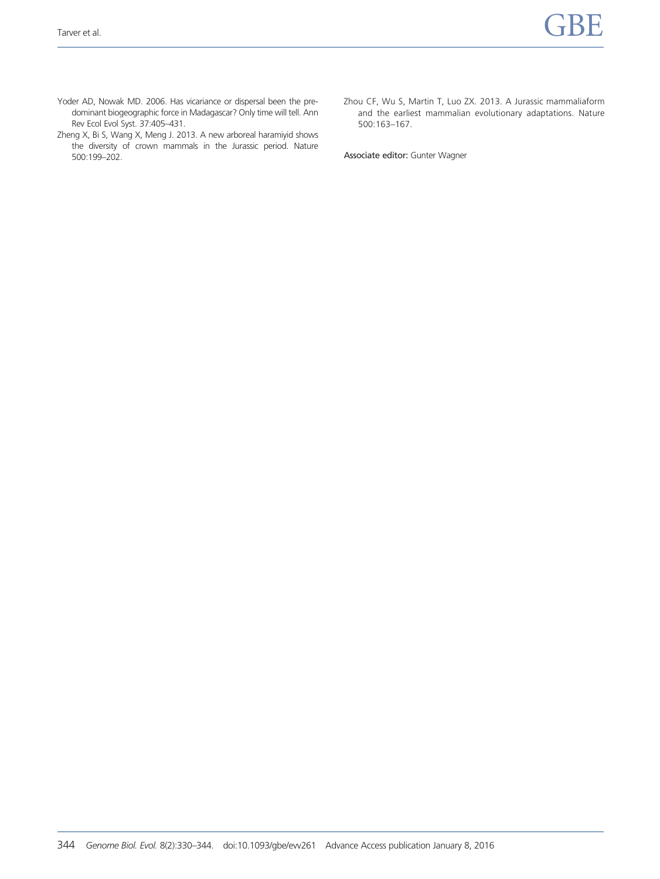Yoder AD, Nowak MD. 2006. Has vicariance or dispersal been the predominant biogeographic force in Madagascar? Only time will tell. Ann Rev Ecol Evol Syst. 37:405–431.

Zheng X, Bi S, Wang X, Meng J. 2013. A new arboreal haramiyid shows the diversity of crown mammals in the Jurassic period. Nature 500:199–202.

Zhou CF, Wu S, Martin T, Luo ZX. 2013. A Jurassic mammaliaform and the earliest mammalian evolutionary adaptations. Nature 500:163–167.

**Associate editor:** Gunter Wagner